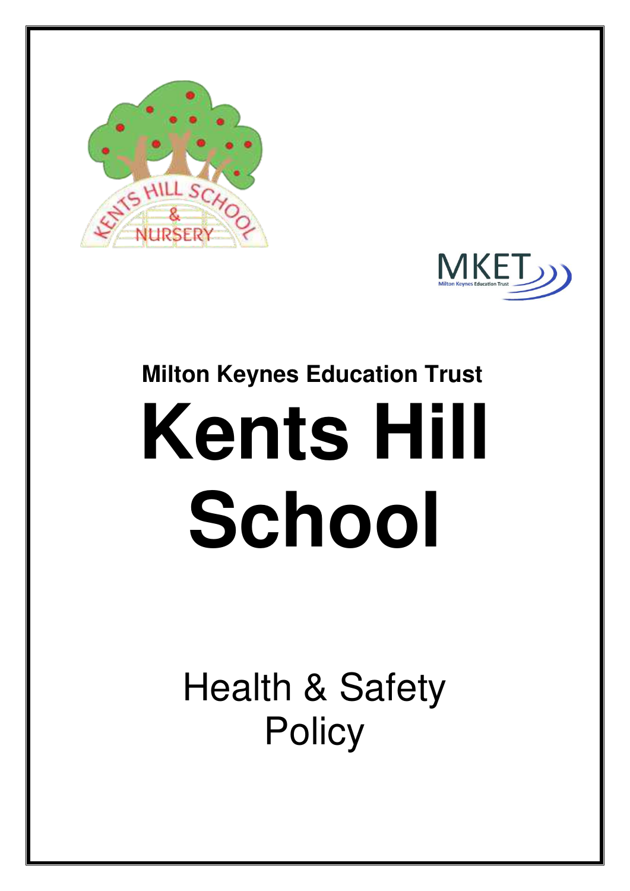**Milton Keynes Education Trust**

# Kents Hill School

## Health & Safety Policy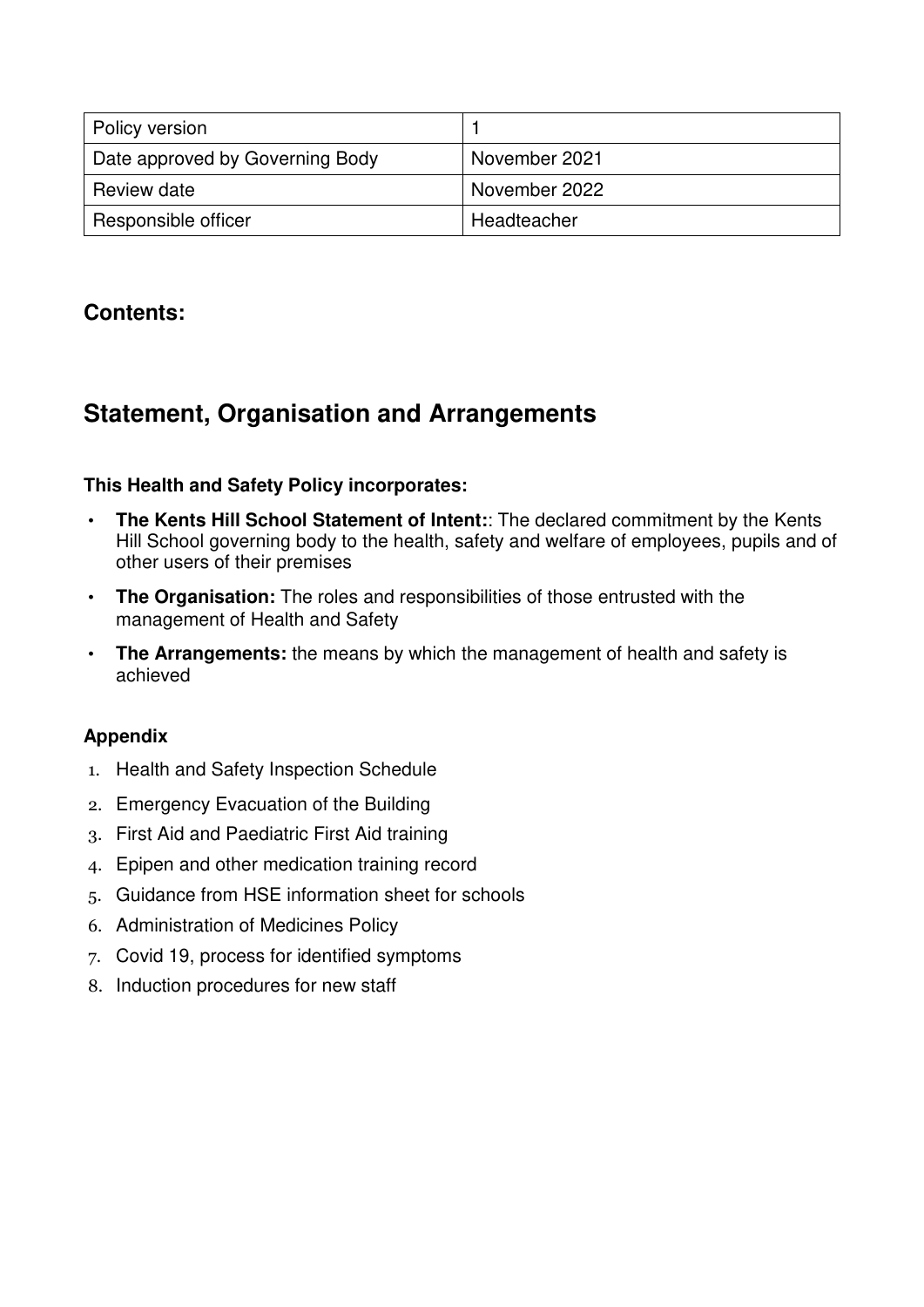| Policy version | 1 |
|---|---|
| Date approved by Governing Body | November 2021 |
| Review date | November 2022 |
| Responsible officer | Headteacher |

### Contents:

## Statement, Organisation and Arrangements

**This Health and Safety Policy incorporates:**

- **The Kents Hill School Statement of Intent:**: The declared commitment by the Kents Hill School governing body to the health, safety and welfare of employees, pupils and of other users of their premises
- **The Organisation:** The roles and responsibilities of those entrusted with the management of Health and Safety
- **The Arrangements:** the means by which the management of health and safety is achieved

**Appendix**

1. Health and Safety Inspection Schedule
2. Emergency Evacuation of the Building
3. First Aid and Paediatric First Aid training
4. Epipen and other medication training record
5. Guidance from HSE information sheet for schools
6. Administration of Medicines Policy
7. Covid 19, process for identified symptoms
8. Induction procedures for new staff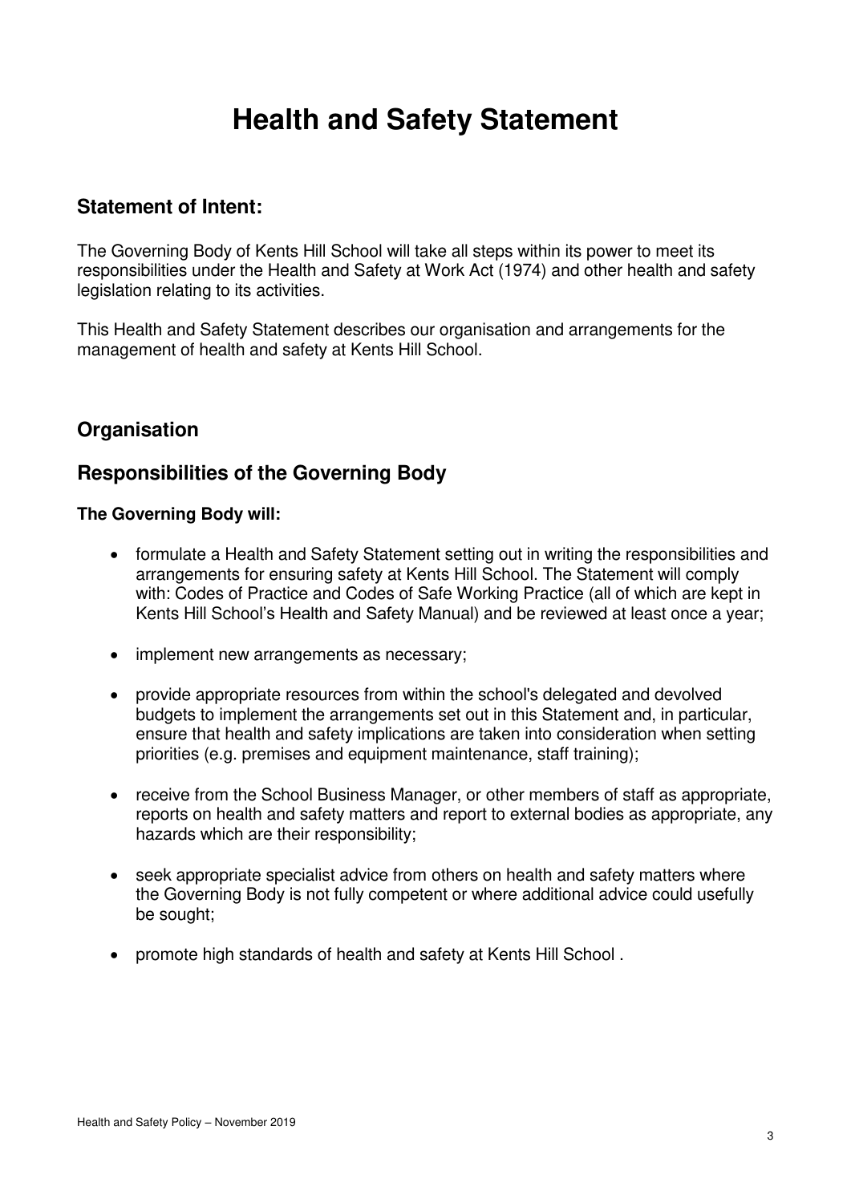# Health and Safety Statement

## Statement of Intent:

The Governing Body of Kents Hill School will take all steps within its power to meet its responsibilities under the Health and Safety at Work Act (1974) and other health and safety legislation relating to its activities.

This Health and Safety Statement describes our organisation and arrangements for the management of health and safety at Kents Hill School.

## Organisation

## Responsibilities of the Governing Body

**The Governing Body will:**

- formulate a Health and Safety Statement setting out in writing the responsibilities and arrangements for ensuring safety at Kents Hill School. The Statement will comply with: Codes of Practice and Codes of Safe Working Practice (all of which are kept in Kents Hill School's Health and Safety Manual) and be reviewed at least once a year;

- implement new arrangements as necessary;

- provide appropriate resources from within the school's delegated and devolved budgets to implement the arrangements set out in this Statement and, in particular, ensure that health and safety implications are taken into consideration when setting priorities (e.g. premises and equipment maintenance, staff training);

- receive from the School Business Manager, or other members of staff as appropriate, reports on health and safety matters and report to external bodies as appropriate, any hazards which are their responsibility;

- seek appropriate specialist advice from others on health and safety matters where the Governing Body is not fully competent or where additional advice could usefully be sought;

- promote high standards of health and safety at Kents Hill School .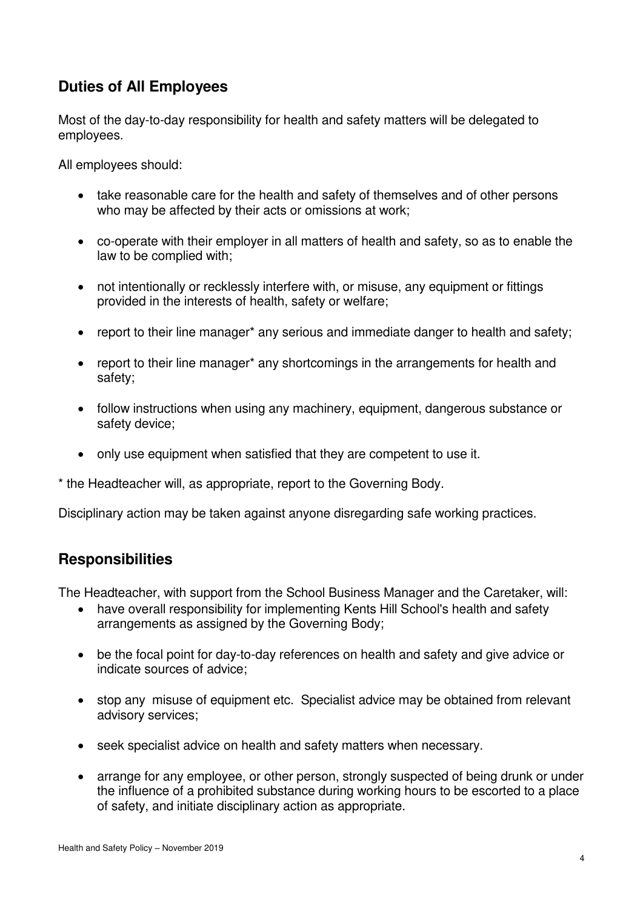## Duties of All Employees

Most of the day-to-day responsibility for health and safety matters will be delegated to employees.

All employees should:

- take reasonable care for the health and safety of themselves and of other persons who may be affected by their acts or omissions at work;
- co-operate with their employer in all matters of health and safety, so as to enable the law to be complied with;
- not intentionally or recklessly interfere with, or misuse, any equipment or fittings provided in the interests of health, safety or welfare;
- report to their line manager* any serious and immediate danger to health and safety;
- report to their line manager* any shortcomings in the arrangements for health and safety;
- follow instructions when using any machinery, equipment, dangerous substance or safety device;
- only use equipment when satisfied that they are competent to use it.

* the Headteacher will, as appropriate, report to the Governing Body.

Disciplinary action may be taken against anyone disregarding safe working practices.

## Responsibilities

The Headteacher, with support from the School Business Manager and the Caretaker, will:

- have overall responsibility for implementing Kents Hill School's health and safety arrangements as assigned by the Governing Body;
- be the focal point for day-to-day references on health and safety and give advice or indicate sources of advice;
- stop any misuse of equipment etc. Specialist advice may be obtained from relevant advisory services;
- seek specialist advice on health and safety matters when necessary.
- arrange for any employee, or other person, strongly suspected of being drunk or under the influence of a prohibited substance during working hours to be escorted to a place of safety, and initiate disciplinary action as appropriate.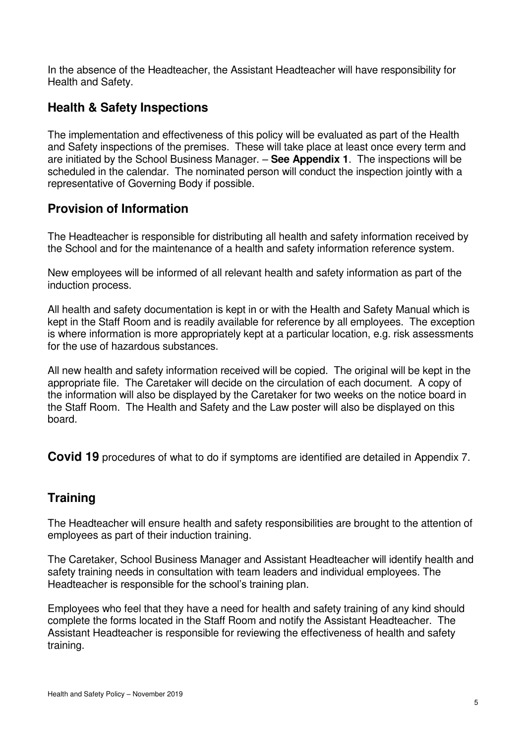In the absence of the Headteacher, the Assistant Headteacher will have responsibility for Health and Safety.

## Health & Safety Inspections

The implementation and effectiveness of this policy will be evaluated as part of the Health and Safety inspections of the premises. These will take place at least once every term and are initiated by the School Business Manager. – **See Appendix 1**. The inspections will be scheduled in the calendar. The nominated person will conduct the inspection jointly with a representative of Governing Body if possible.

## Provision of Information

The Headteacher is responsible for distributing all health and safety information received by the School and for the maintenance of a health and safety information reference system.

New employees will be informed of all relevant health and safety information as part of the induction process.

All health and safety documentation is kept in or with the Health and Safety Manual which is kept in the Staff Room and is readily available for reference by all employees. The exception is where information is more appropriately kept at a particular location, e.g. risk assessments for the use of hazardous substances.

All new health and safety information received will be copied. The original will be kept in the appropriate file. The Caretaker will decide on the circulation of each document. A copy of the information will also be displayed by the Caretaker for two weeks on the notice board in the Staff Room. The Health and Safety and the Law poster will also be displayed on this board.

**Covid 19** procedures of what to do if symptoms are identified are detailed in Appendix 7.

## Training

The Headteacher will ensure health and safety responsibilities are brought to the attention of employees as part of their induction training.

The Caretaker, School Business Manager and Assistant Headteacher will identify health and safety training needs in consultation with team leaders and individual employees. The Headteacher is responsible for the school's training plan.

Employees who feel that they have a need for health and safety training of any kind should complete the forms located in the Staff Room and notify the Assistant Headteacher. The Assistant Headteacher is responsible for reviewing the effectiveness of health and safety training.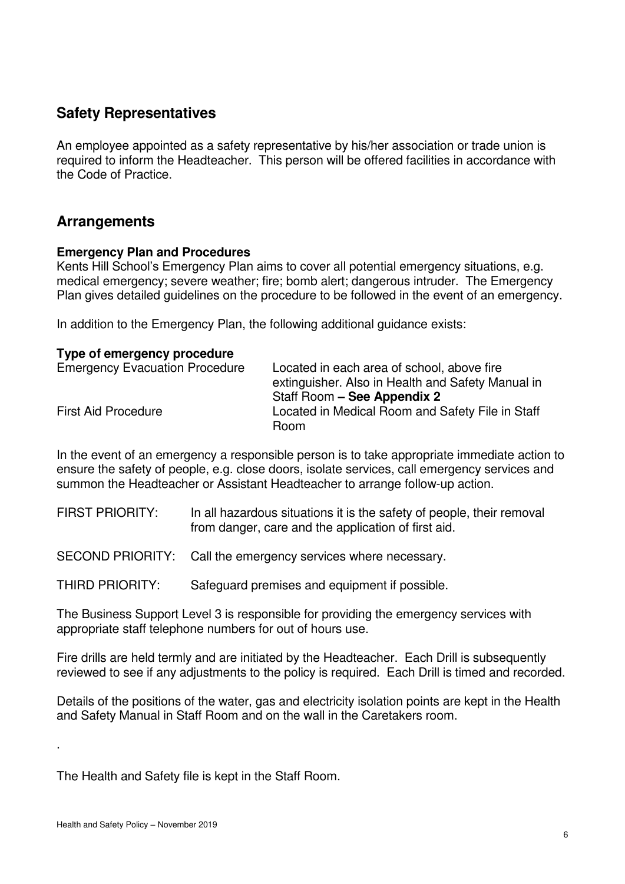## Safety Representatives

An employee appointed as a safety representative by his/her association or trade union is required to inform the Headteacher. This person will be offered facilities in accordance with the Code of Practice.

## Arrangements

### Emergency Plan and Procedures

Kents Hill School's Emergency Plan aims to cover all potential emergency situations, e.g. medical emergency; severe weather; fire; bomb alert; dangerous intruder. The Emergency Plan gives detailed guidelines on the procedure to be followed in the event of an emergency.

In addition to the Emergency Plan, the following additional guidance exists:

| **Type of emergency procedure** | |
|---|---|
| Emergency Evacuation Procedure | Located in each area of school, above fire extinguisher. Also in Health and Safety Manual in Staff Room **– See Appendix 2** |
| First Aid Procedure | Located in Medical Room and Safety File in Staff Room |

In the event of an emergency a responsible person is to take appropriate immediate action to ensure the safety of people, e.g. close doors, isolate services, call emergency services and summon the Headteacher or Assistant Headteacher to arrange follow-up action.

FIRST PRIORITY: In all hazardous situations it is the safety of people, their removal from danger, care and the application of first aid.

SECOND PRIORITY: Call the emergency services where necessary.

THIRD PRIORITY: Safeguard premises and equipment if possible.

The Business Support Level 3 is responsible for providing the emergency services with appropriate staff telephone numbers for out of hours use.

Fire drills are held termly and are initiated by the Headteacher. Each Drill is subsequently reviewed to see if any adjustments to the policy is required. Each Drill is timed and recorded.

Details of the positions of the water, gas and electricity isolation points are kept in the Health and Safety Manual in Staff Room and on the wall in the Caretakers room.

.

The Health and Safety file is kept in the Staff Room.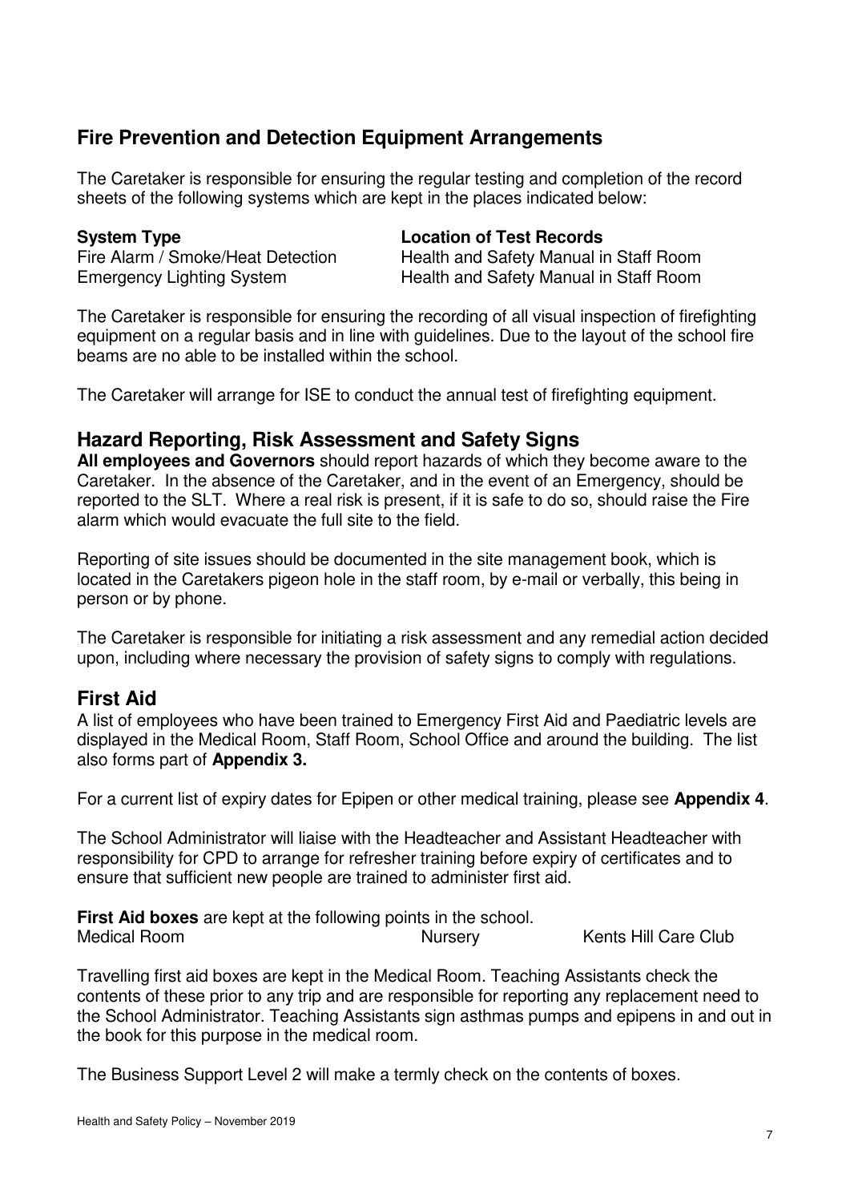## Fire Prevention and Detection Equipment Arrangements

The Caretaker is responsible for ensuring the regular testing and completion of the record sheets of the following systems which are kept in the places indicated below:

| System Type | Location of Test Records |
|---|---|
| Fire Alarm / Smoke/Heat Detection | Health and Safety Manual in Staff Room |
| Emergency Lighting System | Health and Safety Manual in Staff Room |

The Caretaker is responsible for ensuring the recording of all visual inspection of firefighting equipment on a regular basis and in line with guidelines. Due to the layout of the school fire beams are no able to be installed within the school.

The Caretaker will arrange for ISE to conduct the annual test of firefighting equipment.

## Hazard Reporting, Risk Assessment and Safety Signs

**All employees and Governors** should report hazards of which they become aware to the Caretaker. In the absence of the Caretaker, and in the event of an Emergency, should be reported to the SLT. Where a real risk is present, if it is safe to do so, should raise the Fire alarm which would evacuate the full site to the field.

Reporting of site issues should be documented in the site management book, which is located in the Caretakers pigeon hole in the staff room, by e-mail or verbally, this being in person or by phone.

The Caretaker is responsible for initiating a risk assessment and any remedial action decided upon, including where necessary the provision of safety signs to comply with regulations.

## First Aid

A list of employees who have been trained to Emergency First Aid and Paediatric levels are displayed in the Medical Room, Staff Room, School Office and around the building. The list also forms part of **Appendix 3.**

For a current list of expiry dates for Epipen or other medical training, please see **Appendix 4**.

The School Administrator will liaise with the Headteacher and Assistant Headteacher with responsibility for CPD to arrange for refresher training before expiry of certificates and to ensure that sufficient new people are trained to administer first aid.

**First Aid boxes** are kept at the following points in the school.

| Medical Room | Nursery | Kents Hill Care Club |
|---|---|---|

Travelling first aid boxes are kept in the Medical Room. Teaching Assistants check the contents of these prior to any trip and are responsible for reporting any replacement need to the School Administrator. Teaching Assistants sign asthmas pumps and epipens in and out in the book for this purpose in the medical room.

The Business Support Level 2 will make a termly check on the contents of boxes.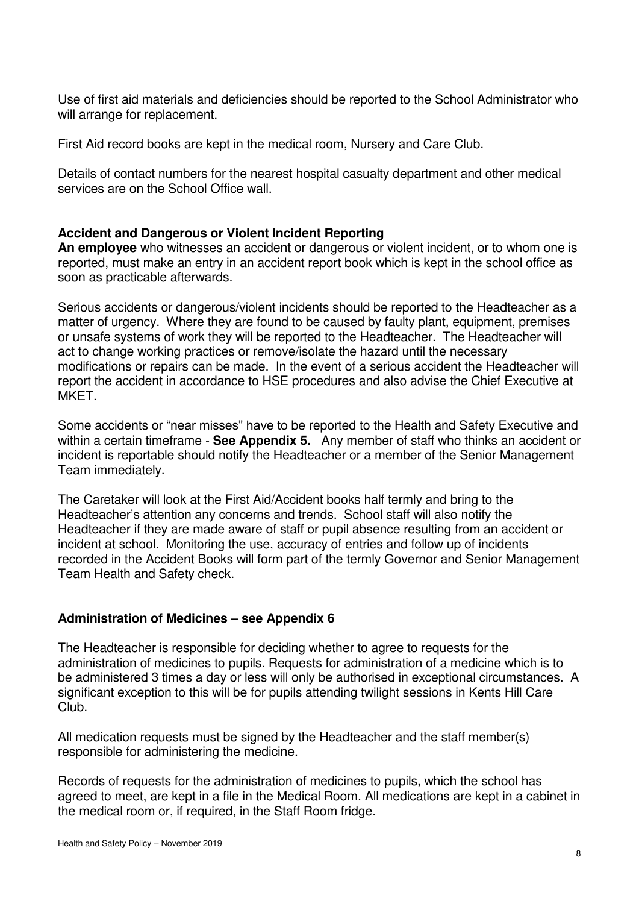Use of first aid materials and deficiencies should be reported to the School Administrator who will arrange for replacement.

First Aid record books are kept in the medical room, Nursery and Care Club.

Details of contact numbers for the nearest hospital casualty department and other medical services are on the School Office wall.

### Accident and Dangerous or Violent Incident Reporting

**An employee** who witnesses an accident or dangerous or violent incident, or to whom one is reported, must make an entry in an accident report book which is kept in the school office as soon as practicable afterwards.

Serious accidents or dangerous/violent incidents should be reported to the Headteacher as a matter of urgency. Where they are found to be caused by faulty plant, equipment, premises or unsafe systems of work they will be reported to the Headteacher. The Headteacher will act to change working practices or remove/isolate the hazard until the necessary modifications or repairs can be made. In the event of a serious accident the Headteacher will report the accident in accordance to HSE procedures and also advise the Chief Executive at MKET.

Some accidents or "near misses" have to be reported to the Health and Safety Executive and within a certain timeframe - **See Appendix 5.** Any member of staff who thinks an accident or incident is reportable should notify the Headteacher or a member of the Senior Management Team immediately.

The Caretaker will look at the First Aid/Accident books half termly and bring to the Headteacher's attention any concerns and trends. School staff will also notify the Headteacher if they are made aware of staff or pupil absence resulting from an accident or incident at school. Monitoring the use, accuracy of entries and follow up of incidents recorded in the Accident Books will form part of the termly Governor and Senior Management Team Health and Safety check.

### Administration of Medicines – see Appendix 6

The Headteacher is responsible for deciding whether to agree to requests for the administration of medicines to pupils. Requests for administration of a medicine which is to be administered 3 times a day or less will only be authorised in exceptional circumstances. A significant exception to this will be for pupils attending twilight sessions in Kents Hill Care Club.

All medication requests must be signed by the Headteacher and the staff member(s) responsible for administering the medicine.

Records of requests for the administration of medicines to pupils, which the school has agreed to meet, are kept in a file in the Medical Room. All medications are kept in a cabinet in the medical room or, if required, in the Staff Room fridge.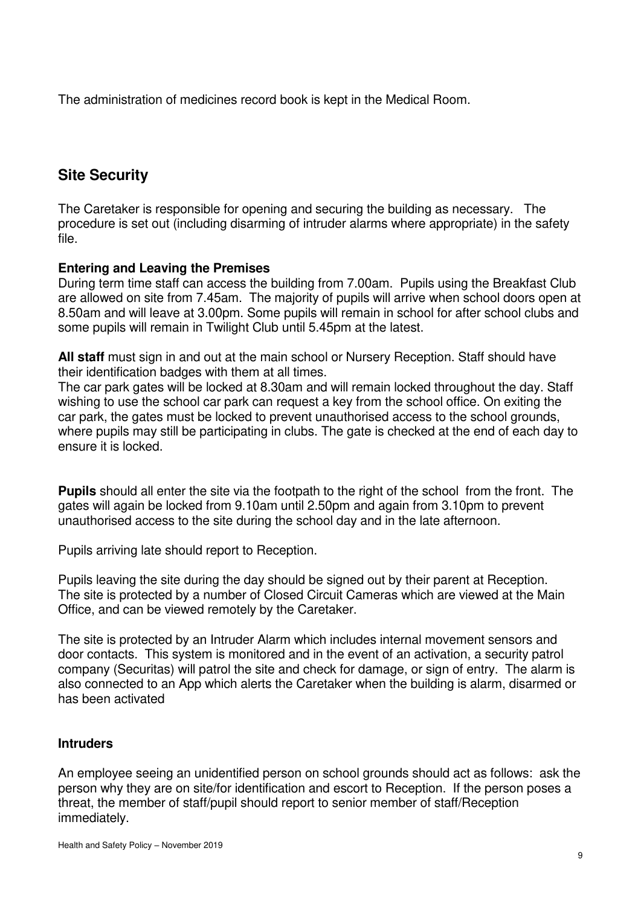The administration of medicines record book is kept in the Medical Room.

## Site Security

The Caretaker is responsible for opening and securing the building as necessary. The procedure is set out (including disarming of intruder alarms where appropriate) in the safety file.

**Entering and Leaving the Premises**
During term time staff can access the building from 7.00am. Pupils using the Breakfast Club are allowed on site from 7.45am. The majority of pupils will arrive when school doors open at 8.50am and will leave at 3.00pm. Some pupils will remain in school for after school clubs and some pupils will remain in Twilight Club until 5.45pm at the latest.

**All staff** must sign in and out at the main school or Nursery Reception. Staff should have their identification badges with them at all times.
The car park gates will be locked at 8.30am and will remain locked throughout the day. Staff wishing to use the school car park can request a key from the school office. On exiting the car park, the gates must be locked to prevent unauthorised access to the school grounds, where pupils may still be participating in clubs. The gate is checked at the end of each day to ensure it is locked.

**Pupils** should all enter the site via the footpath to the right of the school from the front. The gates will again be locked from 9.10am until 2.50pm and again from 3.10pm to prevent unauthorised access to the site during the school day and in the late afternoon.

Pupils arriving late should report to Reception.

Pupils leaving the site during the day should be signed out by their parent at Reception.
The site is protected by a number of Closed Circuit Cameras which are viewed at the Main Office, and can be viewed remotely by the Caretaker.

The site is protected by an Intruder Alarm which includes internal movement sensors and door contacts. This system is monitored and in the event of an activation, a security patrol company (Securitas) will patrol the site and check for damage, or sign of entry. The alarm is also connected to an App which alerts the Caretaker when the building is alarm, disarmed or has been activated

**Intruders**

An employee seeing an unidentified person on school grounds should act as follows: ask the person why they are on site/for identification and escort to Reception. If the person poses a threat, the member of staff/pupil should report to senior member of staff/Reception immediately.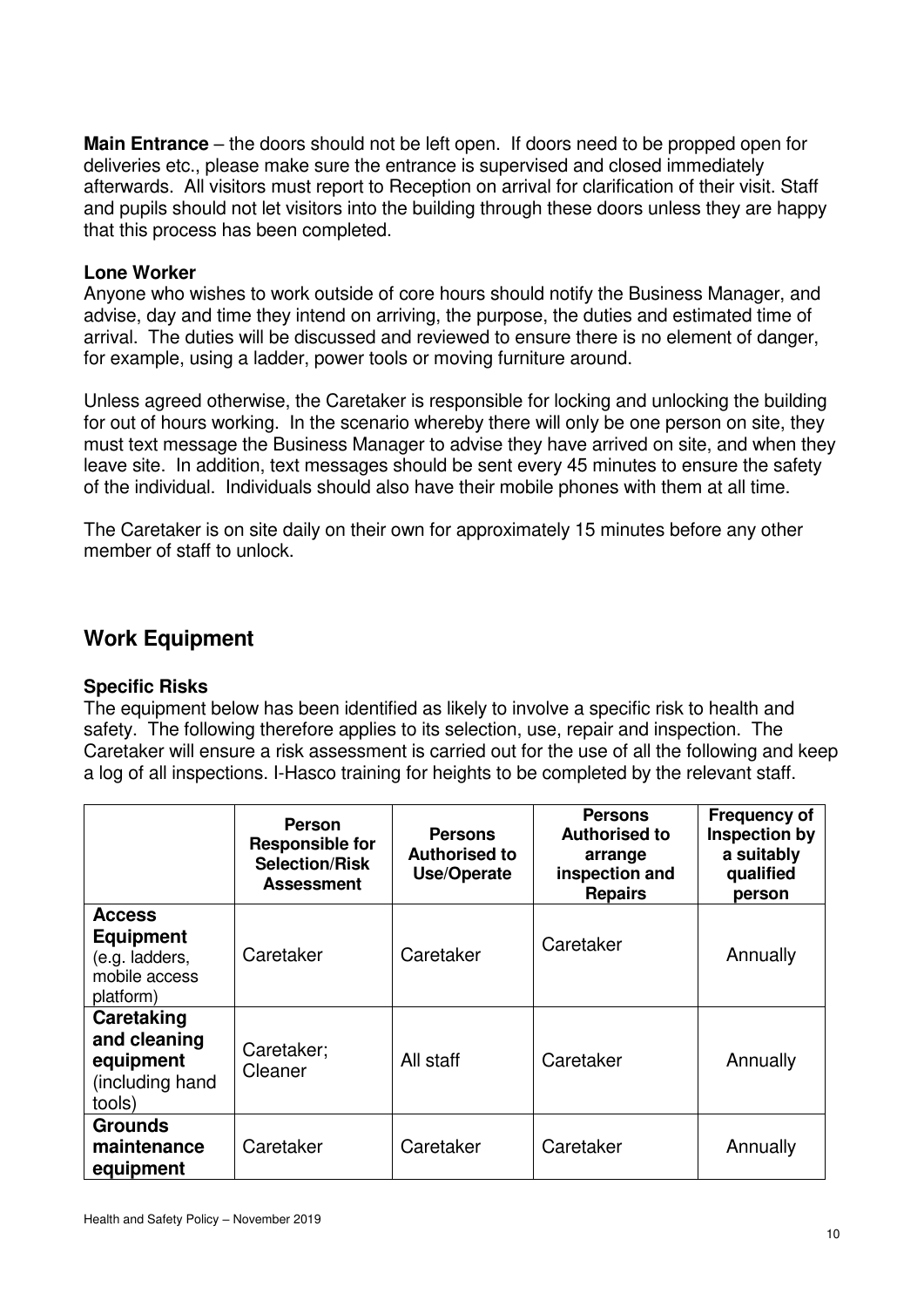**Main Entrance** – the doors should not be left open. If doors need to be propped open for deliveries etc., please make sure the entrance is supervised and closed immediately afterwards. All visitors must report to Reception on arrival for clarification of their visit. Staff and pupils should not let visitors into the building through these doors unless they are happy that this process has been completed.

**Lone Worker**

Anyone who wishes to work outside of core hours should notify the Business Manager, and advise, day and time they intend on arriving, the purpose, the duties and estimated time of arrival. The duties will be discussed and reviewed to ensure there is no element of danger, for example, using a ladder, power tools or moving furniture around.

Unless agreed otherwise, the Caretaker is responsible for locking and unlocking the building for out of hours working. In the scenario whereby there will only be one person on site, they must text message the Business Manager to advise they have arrived on site, and when they leave site. In addition, text messages should be sent every 45 minutes to ensure the safety of the individual. Individuals should also have their mobile phones with them at all time.

The Caretaker is on site daily on their own for approximately 15 minutes before any other member of staff to unlock.

## Work Equipment

**Specific Risks**

The equipment below has been identified as likely to involve a specific risk to health and safety. The following therefore applies to its selection, use, repair and inspection. The Caretaker will ensure a risk assessment is carried out for the use of all the following and keep a log of all inspections. I-Hasco training for heights to be completed by the relevant staff.

| | Person Responsible for Selection/Risk Assessment | Persons Authorised to Use/Operate | Persons Authorised to arrange inspection and Repairs | Frequency of Inspection by a suitably qualified person |
|---|---|---|---|---|
| **Access Equipment** (e.g. ladders, mobile access platform) | Caretaker | Caretaker | Caretaker | Annually |
| **Caretaking and cleaning equipment** (including hand tools) | Caretaker; Cleaner | All staff | Caretaker | Annually |
| **Grounds maintenance equipment** | Caretaker | Caretaker | Caretaker | Annually |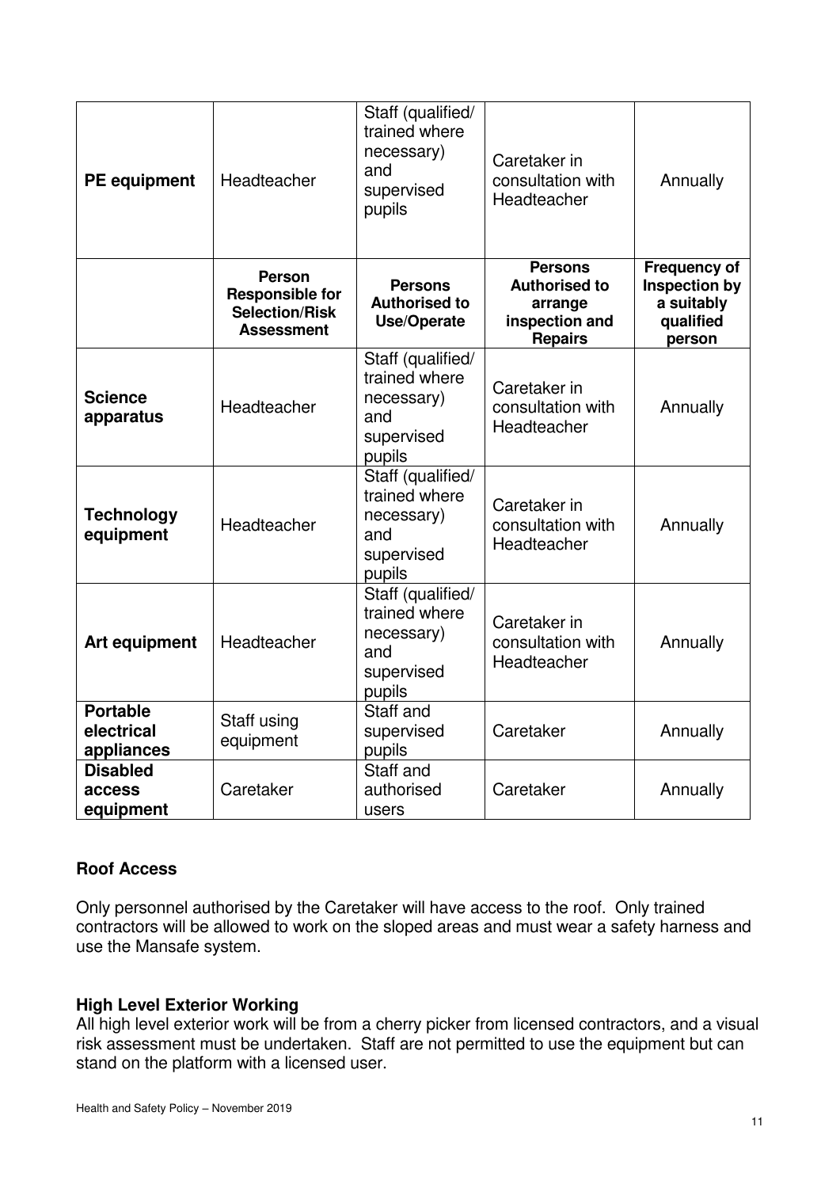| PE equipment | Headteacher | Staff (qualified/ trained where necessary) and supervised pupils | Caretaker in consultation with Headteacher | Annually |
|---|---|---|---|---|
| | **Person Responsible for Selection/Risk Assessment** | **Persons Authorised to Use/Operate** | **Persons Authorised to arrange inspection and Repairs** | **Frequency of Inspection by a suitably qualified person** |
| **Science apparatus** | Headteacher | Staff (qualified/ trained where necessary) and supervised pupils | Caretaker in consultation with Headteacher | Annually |
| **Technology equipment** | Headteacher | Staff (qualified/ trained where necessary) and supervised pupils | Caretaker in consultation with Headteacher | Annually |
| **Art equipment** | Headteacher | Staff (qualified/ trained where necessary) and supervised pupils | Caretaker in consultation with Headteacher | Annually |
| **Portable electrical appliances** | Staff using equipment | Staff and supervised pupils | Caretaker | Annually |
| **Disabled access equipment** | Caretaker | Staff and authorised users | Caretaker | Annually |

**Roof Access**

Only personnel authorised by the Caretaker will have access to the roof. Only trained contractors will be allowed to work on the sloped areas and must wear a safety harness and use the Mansafe system.

**High Level Exterior Working**

All high level exterior work will be from a cherry picker from licensed contractors, and a visual risk assessment must be undertaken. Staff are not permitted to use the equipment but can stand on the platform with a licensed user.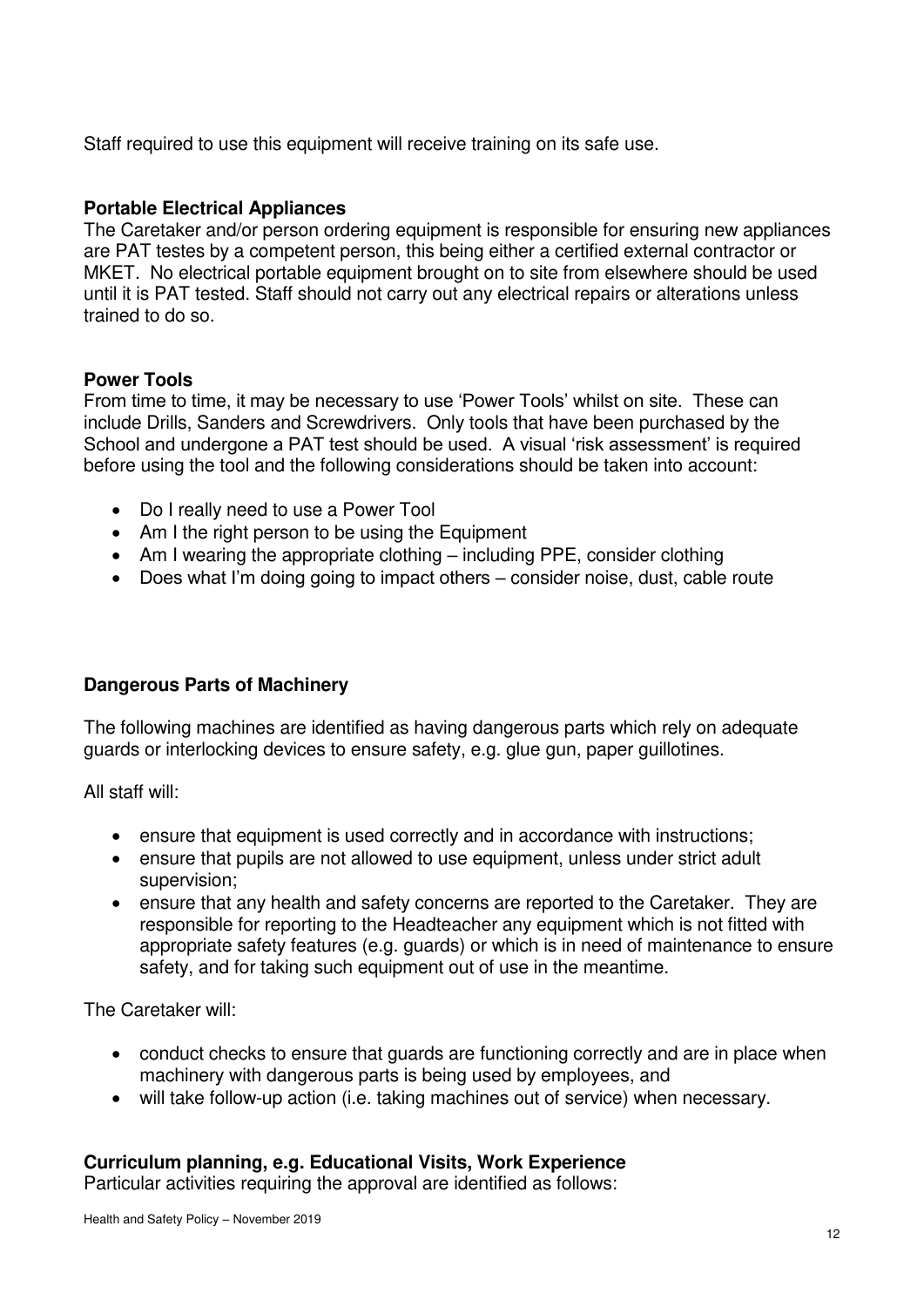Staff required to use this equipment will receive training on its safe use.

**Portable Electrical Appliances**

The Caretaker and/or person ordering equipment is responsible for ensuring new appliances are PAT testes by a competent person, this being either a certified external contractor or MKET. No electrical portable equipment brought on to site from elsewhere should be used until it is PAT tested. Staff should not carry out any electrical repairs or alterations unless trained to do so.

**Power Tools**

From time to time, it may be necessary to use 'Power Tools' whilst on site. These can include Drills, Sanders and Screwdrivers. Only tools that have been purchased by the School and undergone a PAT test should be used. A visual 'risk assessment' is required before using the tool and the following considerations should be taken into account:

- Do I really need to use a Power Tool
- Am I the right person to be using the Equipment
- Am I wearing the appropriate clothing – including PPE, consider clothing
- Does what I'm doing going to impact others – consider noise, dust, cable route

**Dangerous Parts of Machinery**

The following machines are identified as having dangerous parts which rely on adequate guards or interlocking devices to ensure safety, e.g. glue gun, paper guillotines.

All staff will:

- ensure that equipment is used correctly and in accordance with instructions;
- ensure that pupils are not allowed to use equipment, unless under strict adult supervision;
- ensure that any health and safety concerns are reported to the Caretaker. They are responsible for reporting to the Headteacher any equipment which is not fitted with appropriate safety features (e.g. guards) or which is in need of maintenance to ensure safety, and for taking such equipment out of use in the meantime.

The Caretaker will:

- conduct checks to ensure that guards are functioning correctly and are in place when machinery with dangerous parts is being used by employees, and
- will take follow-up action (i.e. taking machines out of service) when necessary.

**Curriculum planning, e.g. Educational Visits, Work Experience**

Particular activities requiring the approval are identified as follows: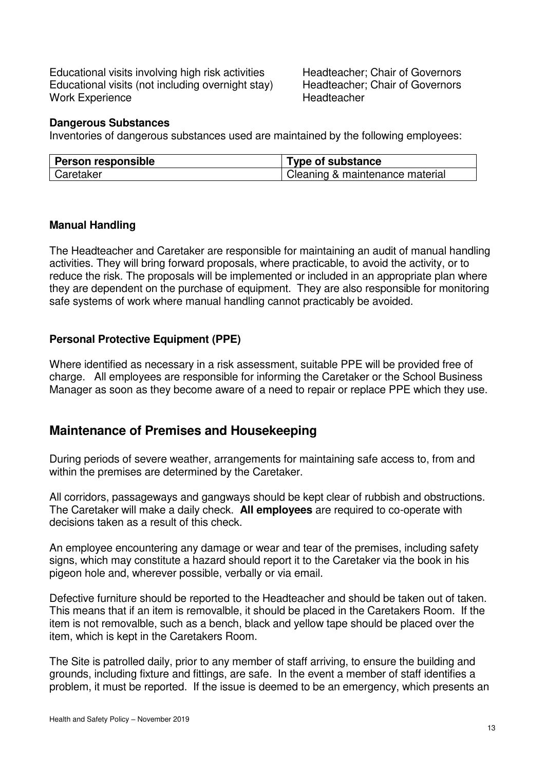| | |
|---|---|
| Educational visits involving high risk activities | Headteacher; Chair of Governors |
| Educational visits (not including overnight stay) | Headteacher; Chair of Governors |
| Work Experience | Headteacher |

**Dangerous Substances**

Inventories of dangerous substances used are maintained by the following employees:

| Person responsible | Type of substance |
|---|---|
| Caretaker | Cleaning & maintenance material |

**Manual Handling**

The Headteacher and Caretaker are responsible for maintaining an audit of manual handling activities. They will bring forward proposals, where practicable, to avoid the activity, or to reduce the risk. The proposals will be implemented or included in an appropriate plan where they are dependent on the purchase of equipment. They are also responsible for monitoring safe systems of work where manual handling cannot practicably be avoided.

**Personal Protective Equipment (PPE)**

Where identified as necessary in a risk assessment, suitable PPE will be provided free of charge. All employees are responsible for informing the Caretaker or the School Business Manager as soon as they become aware of a need to repair or replace PPE which they use.

## Maintenance of Premises and Housekeeping

During periods of severe weather, arrangements for maintaining safe access to, from and within the premises are determined by the Caretaker.

All corridors, passageways and gangways should be kept clear of rubbish and obstructions. The Caretaker will make a daily check. **All employees** are required to co-operate with decisions taken as a result of this check.

An employee encountering any damage or wear and tear of the premises, including safety signs, which may constitute a hazard should report it to the Caretaker via the book in his pigeon hole and, wherever possible, verbally or via email.

Defective furniture should be reported to the Headteacher and should be taken out of taken. This means that if an item is removalble, it should be placed in the Caretakers Room. If the item is not removalble, such as a bench, black and yellow tape should be placed over the item, which is kept in the Caretakers Room.

The Site is patrolled daily, prior to any member of staff arriving, to ensure the building and grounds, including fixture and fittings, are safe. In the event a member of staff identifies a problem, it must be reported. If the issue is deemed to be an emergency, which presents an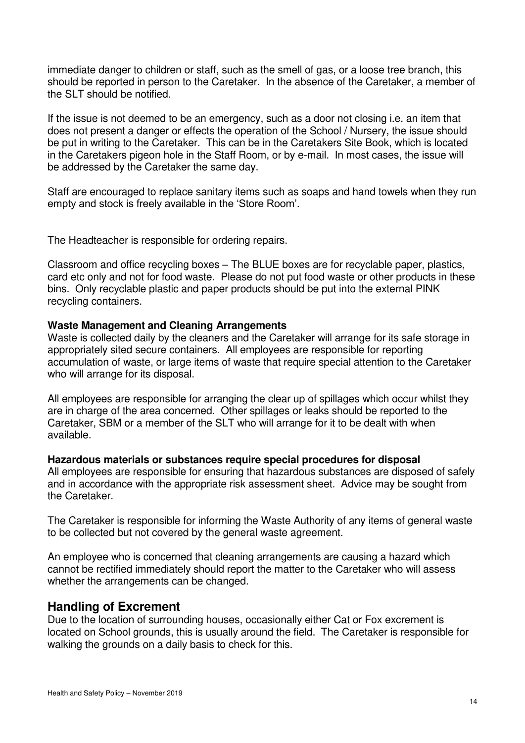immediate danger to children or staff, such as the smell of gas, or a loose tree branch, this should be reported in person to the Caretaker. In the absence of the Caretaker, a member of the SLT should be notified.

If the issue is not deemed to be an emergency, such as a door not closing i.e. an item that does not present a danger or effects the operation of the School / Nursery, the issue should be put in writing to the Caretaker. This can be in the Caretakers Site Book, which is located in the Caretakers pigeon hole in the Staff Room, or by e-mail. In most cases, the issue will be addressed by the Caretaker the same day.

Staff are encouraged to replace sanitary items such as soaps and hand towels when they run empty and stock is freely available in the 'Store Room'.

The Headteacher is responsible for ordering repairs.

Classroom and office recycling boxes – The BLUE boxes are for recyclable paper, plastics, card etc only and not for food waste. Please do not put food waste or other products in these bins. Only recyclable plastic and paper products should be put into the external PINK recycling containers.

**Waste Management and Cleaning Arrangements**

Waste is collected daily by the cleaners and the Caretaker will arrange for its safe storage in appropriately sited secure containers. All employees are responsible for reporting accumulation of waste, or large items of waste that require special attention to the Caretaker who will arrange for its disposal.

All employees are responsible for arranging the clear up of spillages which occur whilst they are in charge of the area concerned. Other spillages or leaks should be reported to the Caretaker, SBM or a member of the SLT who will arrange for it to be dealt with when available.

**Hazardous materials or substances require special procedures for disposal**

All employees are responsible for ensuring that hazardous substances are disposed of safely and in accordance with the appropriate risk assessment sheet. Advice may be sought from the Caretaker.

The Caretaker is responsible for informing the Waste Authority of any items of general waste to be collected but not covered by the general waste agreement.

An employee who is concerned that cleaning arrangements are causing a hazard which cannot be rectified immediately should report the matter to the Caretaker who will assess whether the arrangements can be changed.

## Handling of Excrement

Due to the location of surrounding houses, occasionally either Cat or Fox excrement is located on School grounds, this is usually around the field. The Caretaker is responsible for walking the grounds on a daily basis to check for this.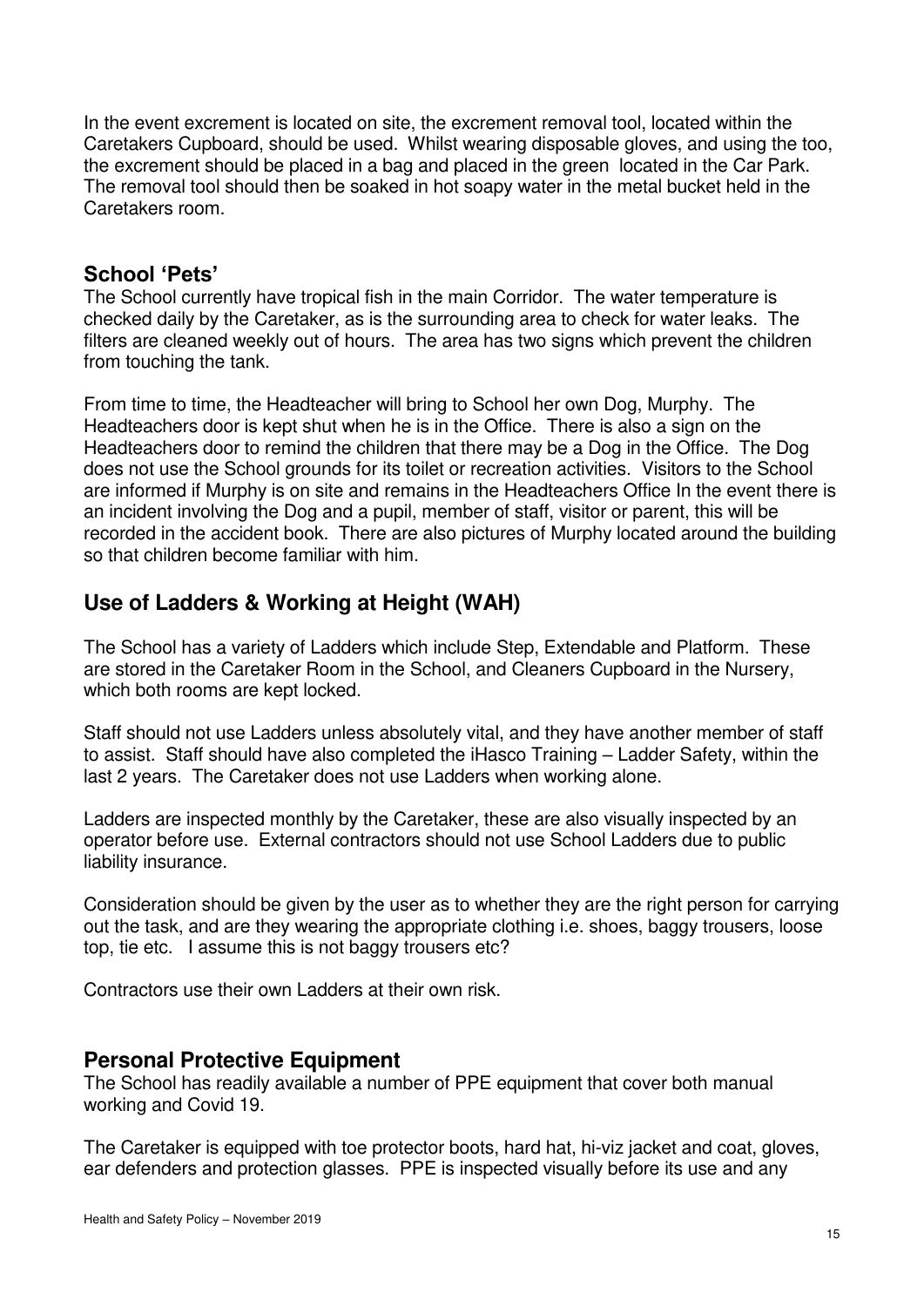In the event excrement is located on site, the excrement removal tool, located within the Caretakers Cupboard, should be used. Whilst wearing disposable gloves, and using the too, the excrement should be placed in a bag and placed in the green located in the Car Park. The removal tool should then be soaked in hot soapy water in the metal bucket held in the Caretakers room.

## School 'Pets'

The School currently have tropical fish in the main Corridor. The water temperature is checked daily by the Caretaker, as is the surrounding area to check for water leaks. The filters are cleaned weekly out of hours. The area has two signs which prevent the children from touching the tank.

From time to time, the Headteacher will bring to School her own Dog, Murphy. The Headteachers door is kept shut when he is in the Office. There is also a sign on the Headteachers door to remind the children that there may be a Dog in the Office. The Dog does not use the School grounds for its toilet or recreation activities. Visitors to the School are informed if Murphy is on site and remains in the Headteachers Office In the event there is an incident involving the Dog and a pupil, member of staff, visitor or parent, this will be recorded in the accident book. There are also pictures of Murphy located around the building so that children become familiar with him.

## Use of Ladders & Working at Height (WAH)

The School has a variety of Ladders which include Step, Extendable and Platform. These are stored in the Caretaker Room in the School, and Cleaners Cupboard in the Nursery, which both rooms are kept locked.

Staff should not use Ladders unless absolutely vital, and they have another member of staff to assist. Staff should have also completed the iHasco Training – Ladder Safety, within the last 2 years. The Caretaker does not use Ladders when working alone.

Ladders are inspected monthly by the Caretaker, these are also visually inspected by an operator before use. External contractors should not use School Ladders due to public liability insurance.

Consideration should be given by the user as to whether they are the right person for carrying out the task, and are they wearing the appropriate clothing i.e. shoes, baggy trousers, loose top, tie etc. I assume this is not baggy trousers etc?

Contractors use their own Ladders at their own risk.

## Personal Protective Equipment

The School has readily available a number of PPE equipment that cover both manual working and Covid 19.

The Caretaker is equipped with toe protector boots, hard hat, hi-viz jacket and coat, gloves, ear defenders and protection glasses. PPE is inspected visually before its use and any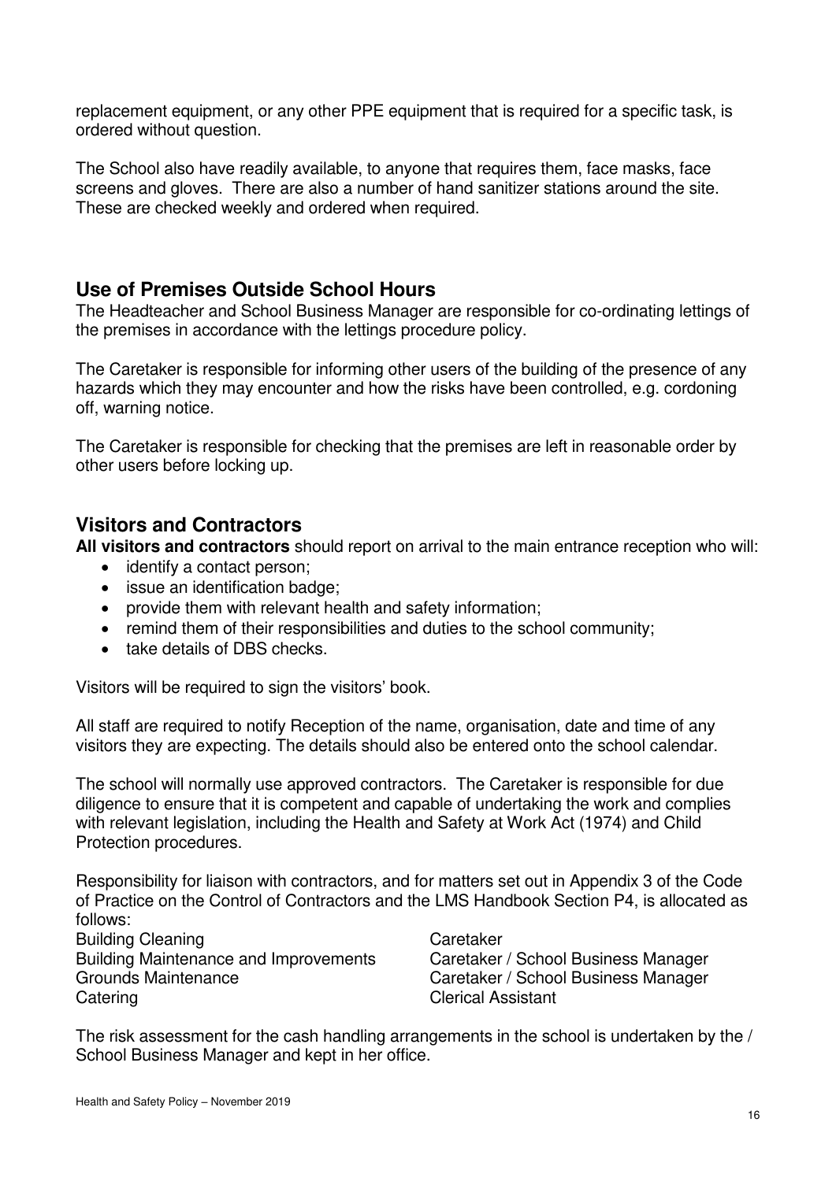replacement equipment, or any other PPE equipment that is required for a specific task, is ordered without question.

The School also have readily available, to anyone that requires them, face masks, face screens and gloves. There are also a number of hand sanitizer stations around the site. These are checked weekly and ordered when required.

## Use of Premises Outside School Hours

The Headteacher and School Business Manager are responsible for co-ordinating lettings of the premises in accordance with the lettings procedure policy.

The Caretaker is responsible for informing other users of the building of the presence of any hazards which they may encounter and how the risks have been controlled, e.g. cordoning off, warning notice.

The Caretaker is responsible for checking that the premises are left in reasonable order by other users before locking up.

## Visitors and Contractors

**All visitors and contractors** should report on arrival to the main entrance reception who will:

- identify a contact person;
- issue an identification badge;
- provide them with relevant health and safety information;
- remind them of their responsibilities and duties to the school community;
- take details of DBS checks.

Visitors will be required to sign the visitors' book.

All staff are required to notify Reception of the name, organisation, date and time of any visitors they are expecting. The details should also be entered onto the school calendar.

The school will normally use approved contractors. The Caretaker is responsible for due diligence to ensure that it is competent and capable of undertaking the work and complies with relevant legislation, including the Health and Safety at Work Act (1974) and Child Protection procedures.

Responsibility for liaison with contractors, and for matters set out in Appendix 3 of the Code of Practice on the Control of Contractors and the LMS Handbook Section P4, is allocated as follows:

| | |
|---|---|
| Building Cleaning | Caretaker |
| Building Maintenance and Improvements | Caretaker / School Business Manager |
| Grounds Maintenance | Caretaker / School Business Manager |
| Catering | Clerical Assistant |

The risk assessment for the cash handling arrangements in the school is undertaken by the / School Business Manager and kept in her office.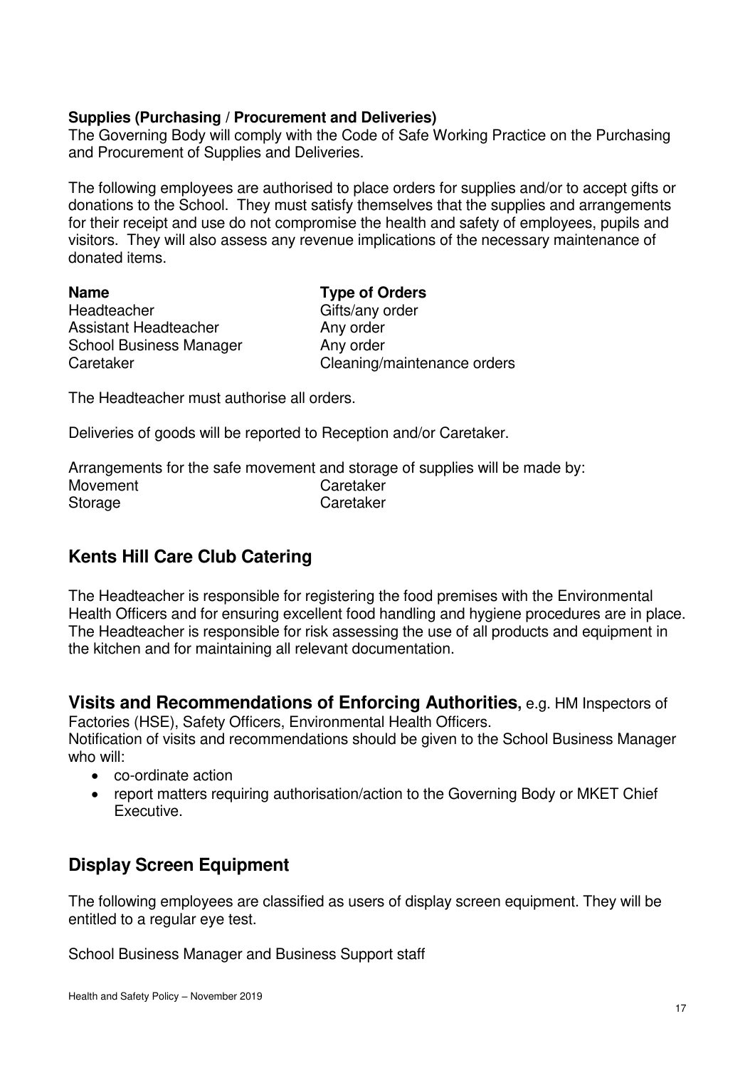**Supplies (Purchasing / Procurement and Deliveries)**
The Governing Body will comply with the Code of Safe Working Practice on the Purchasing and Procurement of Supplies and Deliveries.

The following employees are authorised to place orders for supplies and/or to accept gifts or donations to the School. They must satisfy themselves that the supplies and arrangements for their receipt and use do not compromise the health and safety of employees, pupils and visitors. They will also assess any revenue implications of the necessary maintenance of donated items.

| **Name** | **Type of Orders** |
| --- | --- |
| Headteacher | Gifts/any order |
| Assistant Headteacher | Any order |
| School Business Manager | Any order |
| Caretaker | Cleaning/maintenance orders |

The Headteacher must authorise all orders.

Deliveries of goods will be reported to Reception and/or Caretaker.

Arrangements for the safe movement and storage of supplies will be made by:

| | |
| --- | --- |
| Movement | Caretaker |
| Storage | Caretaker |

## Kents Hill Care Club Catering

The Headteacher is responsible for registering the food premises with the Environmental Health Officers and for ensuring excellent food handling and hygiene procedures are in place. The Headteacher is responsible for risk assessing the use of all products and equipment in the kitchen and for maintaining all relevant documentation.

## Visits and Recommendations of Enforcing Authorities, e.g. HM Inspectors of Factories (HSE), Safety Officers, Environmental Health Officers.

Notification of visits and recommendations should be given to the School Business Manager who will:

- co-ordinate action
- report matters requiring authorisation/action to the Governing Body or MKET Chief Executive.

## Display Screen Equipment

The following employees are classified as users of display screen equipment. They will be entitled to a regular eye test.

School Business Manager and Business Support staff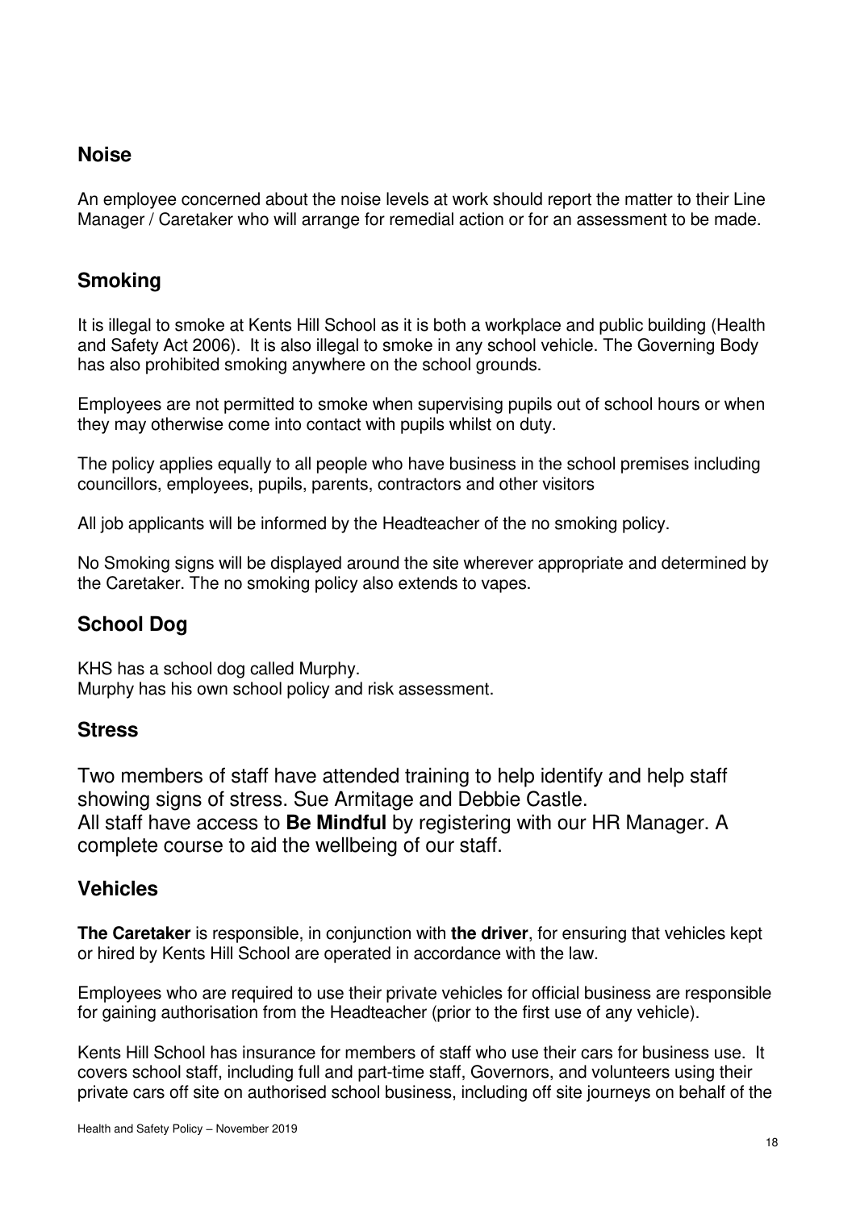## Noise

An employee concerned about the noise levels at work should report the matter to their Line Manager / Caretaker who will arrange for remedial action or for an assessment to be made.

## Smoking

It is illegal to smoke at Kents Hill School as it is both a workplace and public building (Health and Safety Act 2006). It is also illegal to smoke in any school vehicle. The Governing Body has also prohibited smoking anywhere on the school grounds.

Employees are not permitted to smoke when supervising pupils out of school hours or when they may otherwise come into contact with pupils whilst on duty.

The policy applies equally to all people who have business in the school premises including councillors, employees, pupils, parents, contractors and other visitors

All job applicants will be informed by the Headteacher of the no smoking policy.

No Smoking signs will be displayed around the site wherever appropriate and determined by the Caretaker. The no smoking policy also extends to vapes.

## School Dog

KHS has a school dog called Murphy.
Murphy has his own school policy and risk assessment.

## Stress

Two members of staff have attended training to help identify and help staff showing signs of stress. Sue Armitage and Debbie Castle.
All staff have access to **Be Mindful** by registering with our HR Manager. A complete course to aid the wellbeing of our staff.

## Vehicles

**The Caretaker** is responsible, in conjunction with **the driver**, for ensuring that vehicles kept or hired by Kents Hill School are operated in accordance with the law.

Employees who are required to use their private vehicles for official business are responsible for gaining authorisation from the Headteacher (prior to the first use of any vehicle).

Kents Hill School has insurance for members of staff who use their cars for business use. It covers school staff, including full and part-time staff, Governors, and volunteers using their private cars off site on authorised school business, including off site journeys on behalf of the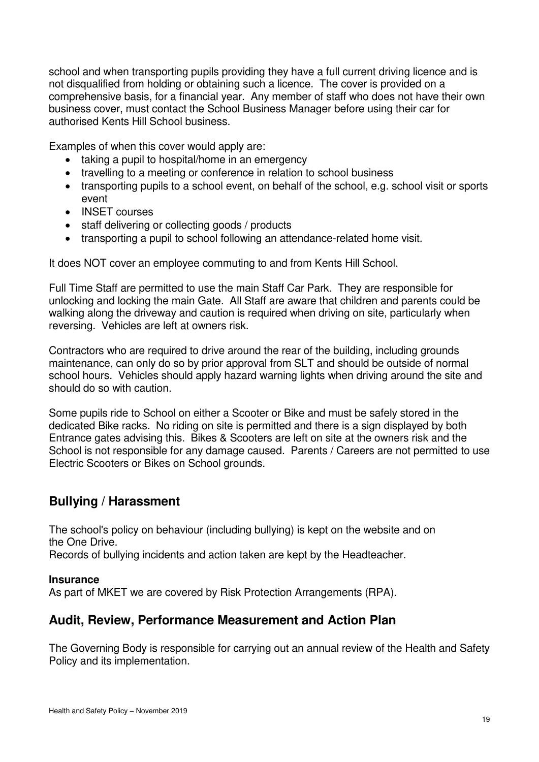school and when transporting pupils providing they have a full current driving licence and is not disqualified from holding or obtaining such a licence. The cover is provided on a comprehensive basis, for a financial year. Any member of staff who does not have their own business cover, must contact the School Business Manager before using their car for authorised Kents Hill School business.

Examples of when this cover would apply are:

- taking a pupil to hospital/home in an emergency
- travelling to a meeting or conference in relation to school business
- transporting pupils to a school event, on behalf of the school, e.g. school visit or sports event
- INSET courses
- staff delivering or collecting goods / products
- transporting a pupil to school following an attendance-related home visit.

It does NOT cover an employee commuting to and from Kents Hill School.

Full Time Staff are permitted to use the main Staff Car Park. They are responsible for unlocking and locking the main Gate. All Staff are aware that children and parents could be walking along the driveway and caution is required when driving on site, particularly when reversing. Vehicles are left at owners risk.

Contractors who are required to drive around the rear of the building, including grounds maintenance, can only do so by prior approval from SLT and should be outside of normal school hours. Vehicles should apply hazard warning lights when driving around the site and should do so with caution.

Some pupils ride to School on either a Scooter or Bike and must be safely stored in the dedicated Bike racks. No riding on site is permitted and there is a sign displayed by both Entrance gates advising this. Bikes & Scooters are left on site at the owners risk and the School is not responsible for any damage caused. Parents / Careers are not permitted to use Electric Scooters or Bikes on School grounds.

## Bullying / Harassment

The school's policy on behaviour (including bullying) is kept on the website and on the One Drive.
Records of bullying incidents and action taken are kept by the Headteacher.

**Insurance**
As part of MKET we are covered by Risk Protection Arrangements (RPA).

## Audit, Review, Performance Measurement and Action Plan

The Governing Body is responsible for carrying out an annual review of the Health and Safety Policy and its implementation.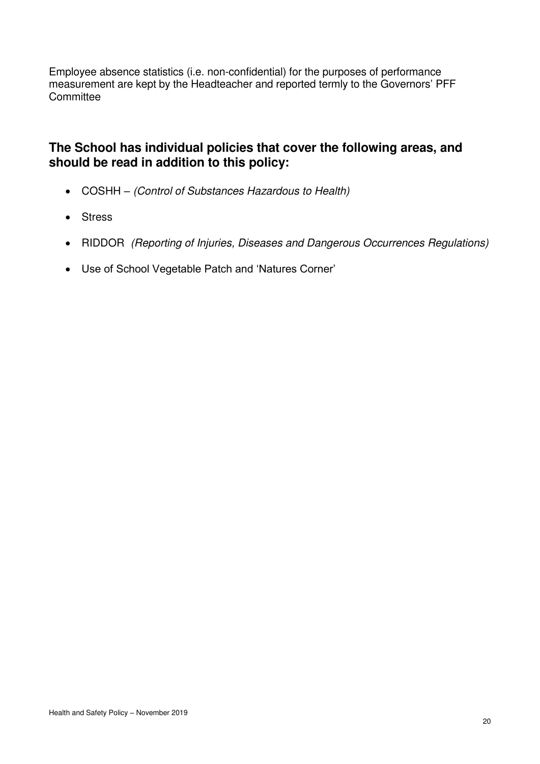Employee absence statistics (i.e. non-confidential) for the purposes of performance measurement are kept by the Headteacher and reported termly to the Governors' PFF Committee

## The School has individual policies that cover the following areas, and should be read in addition to this policy:

- COSHH – *(Control of Substances Hazardous to Health)*
- Stress
- RIDDOR *(Reporting of Injuries, Diseases and Dangerous Occurrences Regulations)*
- Use of School Vegetable Patch and 'Natures Corner'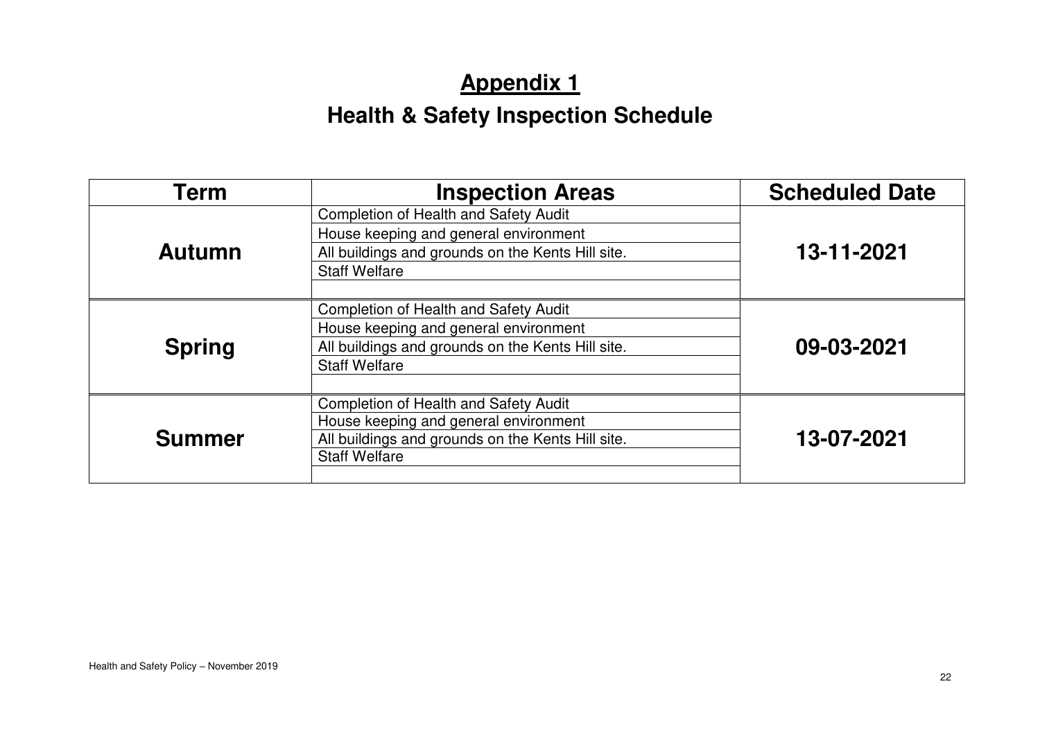# Appendix 1

## Health & Safety Inspection Schedule

| Term | Inspection Areas | Scheduled Date |
|---|---|---|
| **Autumn** | Completion of Health and Safety Audit | **13-11-2021** |
| | House keeping and general environment | |
| | All buildings and grounds on the Kents Hill site. | |
| | Staff Welfare | |
| | | |
| **Spring** | Completion of Health and Safety Audit | **09-03-2021** |
| | House keeping and general environment | |
| | All buildings and grounds on the Kents Hill site. | |
| | Staff Welfare | |
| | | |
| **Summer** | Completion of Health and Safety Audit | **13-07-2021** |
| | House keeping and general environment | |
| | All buildings and grounds on the Kents Hill site. | |
| | Staff Welfare | |
| | | |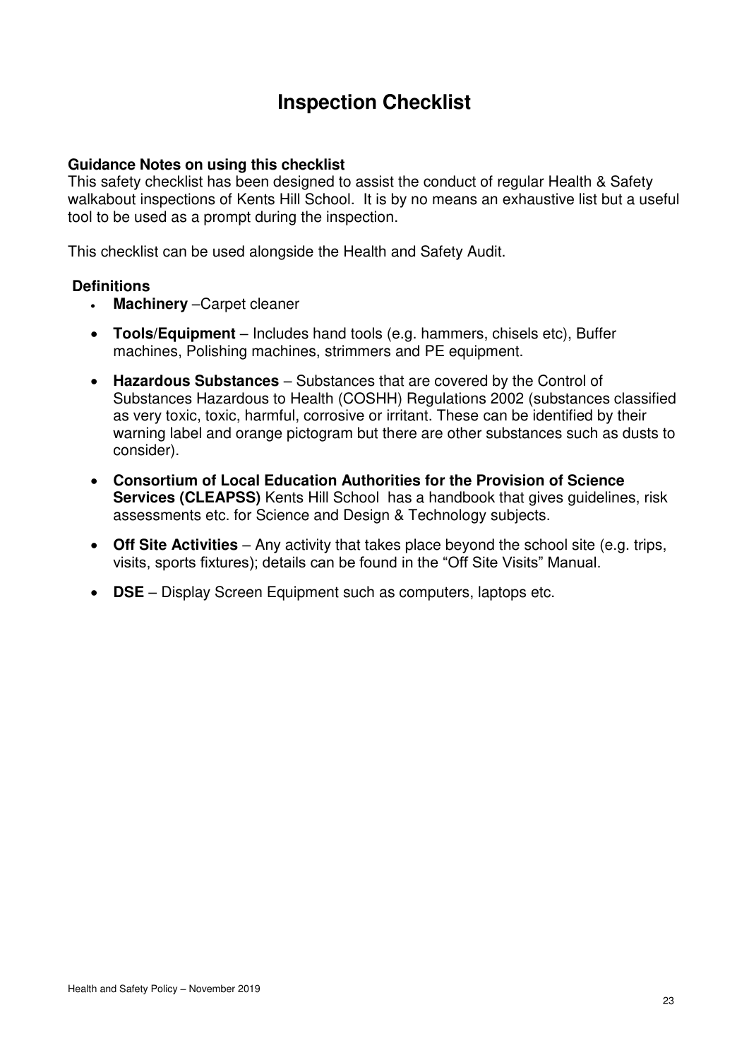# Inspection Checklist

**Guidance Notes on using this checklist**
This safety checklist has been designed to assist the conduct of regular Health & Safety walkabout inspections of Kents Hill School. It is by no means an exhaustive list but a useful tool to be used as a prompt during the inspection.

This checklist can be used alongside the Health and Safety Audit.

**Definitions**

- **Machinery** –Carpet cleaner
- **Tools/Equipment** – Includes hand tools (e.g. hammers, chisels etc), Buffer machines, Polishing machines, strimmers and PE equipment.
- **Hazardous Substances** – Substances that are covered by the Control of Substances Hazardous to Health (COSHH) Regulations 2002 (substances classified as very toxic, toxic, harmful, corrosive or irritant. These can be identified by their warning label and orange pictogram but there are other substances such as dusts to consider).
- **Consortium of Local Education Authorities for the Provision of Science Services (CLEAPSS)** Kents Hill School has a handbook that gives guidelines, risk assessments etc. for Science and Design & Technology subjects.
- **Off Site Activities** – Any activity that takes place beyond the school site (e.g. trips, visits, sports fixtures); details can be found in the “Off Site Visits” Manual.
- **DSE** – Display Screen Equipment such as computers, laptops etc.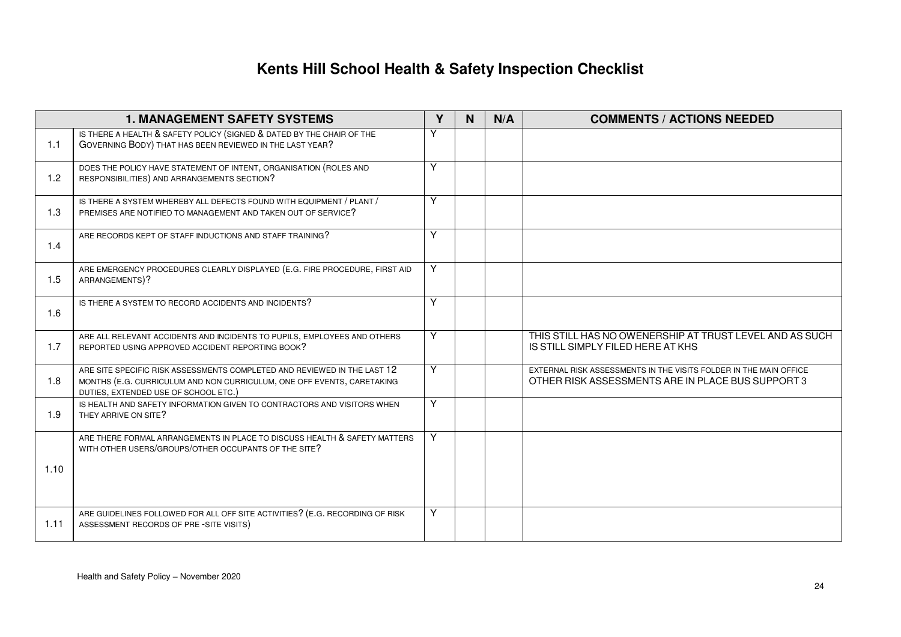# Kents Hill School Health & Safety Inspection Checklist

| | 1. MANAGEMENT SAFETY SYSTEMS | Y | N | N/A | COMMENTS / ACTIONS NEEDED |
|---|---|---|---|---|---|
| 1.1 | IS THERE A HEALTH & SAFETY POLICY (SIGNED & DATED BY THE CHAIR OF THE GOVERNING BODY) THAT HAS BEEN REVIEWED IN THE LAST YEAR? | Y | | | |
| 1.2 | DOES THE POLICY HAVE STATEMENT OF INTENT, ORGANISATION (ROLES AND RESPONSIBILITIES) AND ARRANGEMENTS SECTION? | Y | | | |
| 1.3 | IS THERE A SYSTEM WHEREBY ALL DEFECTS FOUND WITH EQUIPMENT / PLANT / PREMISES ARE NOTIFIED TO MANAGEMENT AND TAKEN OUT OF SERVICE? | Y | | | |
| 1.4 | ARE RECORDS KEPT OF STAFF INDUCTIONS AND STAFF TRAINING? | Y | | | |
| 1.5 | ARE EMERGENCY PROCEDURES CLEARLY DISPLAYED (E.G. FIRE PROCEDURE, FIRST AID ARRANGEMENTS)? | Y | | | |
| 1.6 | IS THERE A SYSTEM TO RECORD ACCIDENTS AND INCIDENTS? | Y | | | |
| 1.7 | ARE ALL RELEVANT ACCIDENTS AND INCIDENTS TO PUPILS, EMPLOYEES AND OTHERS REPORTED USING APPROVED ACCIDENT REPORTING BOOK? | Y | | | THIS STILL HAS NO OWENERSHIP AT TRUST LEVEL AND AS SUCH IS STILL SIMPLY FILED HERE AT KHS |
| 1.8 | ARE SITE SPECIFIC RISK ASSESSMENTS COMPLETED AND REVIEWED IN THE LAST 12 MONTHS (E.G. CURRICULUM AND NON CURRICULUM, ONE OFF EVENTS, CARETAKING DUTIES, EXTENDED USE OF SCHOOL ETC.) | Y | | | EXTERNAL RISK ASSESSMENTS IN THE VISITS FOLDER IN THE MAIN OFFICE OTHER RISK ASSESSMENTS ARE IN PLACE BUS SUPPORT 3 |
| 1.9 | IS HEALTH AND SAFETY INFORMATION GIVEN TO CONTRACTORS AND VISITORS WHEN THEY ARRIVE ON SITE? | Y | | | |
| 1.10 | ARE THERE FORMAL ARRANGEMENTS IN PLACE TO DISCUSS HEALTH & SAFETY MATTERS WITH OTHER USERS/GROUPS/OTHER OCCUPANTS OF THE SITE? | Y | | | |
| 1.11 | ARE GUIDELINES FOLLOWED FOR ALL OFF SITE ACTIVITIES? (E.G. RECORDING OF RISK ASSESSMENT RECORDS OF PRE -SITE VISITS) | Y | | | |

Health and Safety Policy – November 2020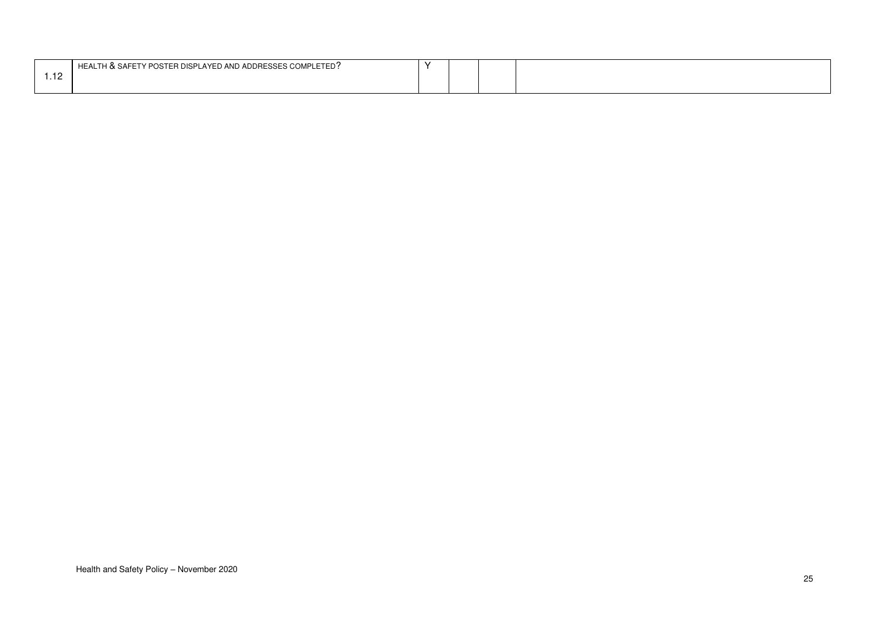| | | | | | |
|---|---|---|---|---|---|
| 1.12 | HEALTH & SAFETY POSTER DISPLAYED AND ADDRESSES COMPLETED? | Y | | | |

Health and Safety Policy – November 2020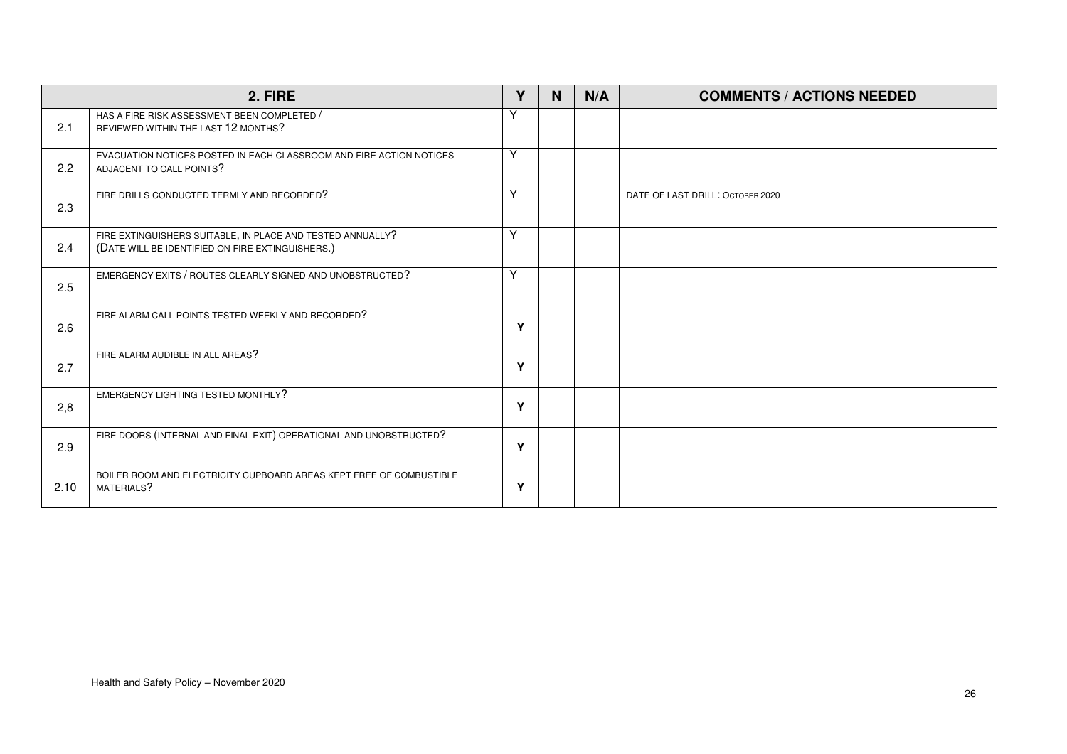| 2. FIRE | | Y | N | N/A | COMMENTS / ACTIONS NEEDED |
|---|---|---|---|---|---|
| 2.1 | HAS A FIRE RISK ASSESSMENT BEEN COMPLETED / REVIEWED WITHIN THE LAST 12 MONTHS? | Y | | | |
| 2.2 | EVACUATION NOTICES POSTED IN EACH CLASSROOM AND FIRE ACTION NOTICES ADJACENT TO CALL POINTS? | Y | | | |
| 2.3 | FIRE DRILLS CONDUCTED TERMLY AND RECORDED? | Y | | | DATE OF LAST DRILL: OCTOBER 2020 |
| 2.4 | FIRE EXTINGUISHERS SUITABLE, IN PLACE AND TESTED ANNUALLY? (DATE WILL BE IDENTIFIED ON FIRE EXTINGUISHERS.) | Y | | | |
| 2.5 | EMERGENCY EXITS / ROUTES CLEARLY SIGNED AND UNOBSTRUCTED? | Y | | | |
| 2.6 | FIRE ALARM CALL POINTS TESTED WEEKLY AND RECORDED? | Y | | | |
| 2.7 | FIRE ALARM AUDIBLE IN ALL AREAS? | Y | | | |
| 2,8 | EMERGENCY LIGHTING TESTED MONTHLY? | Y | | | |
| 2.9 | FIRE DOORS (INTERNAL AND FINAL EXIT) OPERATIONAL AND UNOBSTRUCTED? | Y | | | |
| 2.10 | BOILER ROOM AND ELECTRICITY CUPBOARD AREAS KEPT FREE OF COMBUSTIBLE MATERIALS? | Y | | | |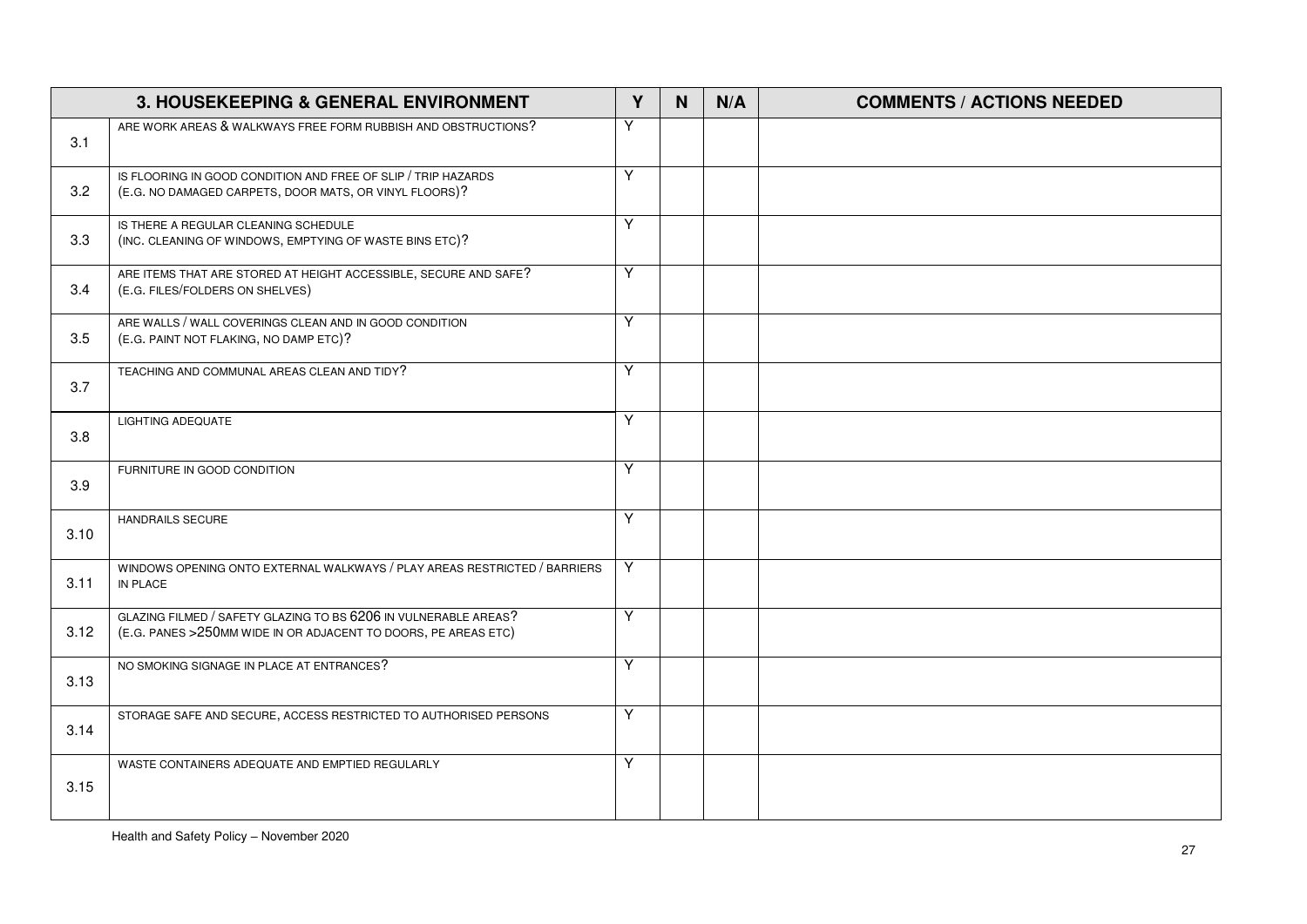| 3. HOUSEKEEPING & GENERAL ENVIRONMENT | | Y | N | N/A | COMMENTS / ACTIONS NEEDED |
|---|---|---|---|---|---|
| 3.1 | ARE WORK AREAS & WALKWAYS FREE FORM RUBBISH AND OBSTRUCTIONS? | Y | | | |
| 3.2 | IS FLOORING IN GOOD CONDITION AND FREE OF SLIP / TRIP HAZARDS (E.G. NO DAMAGED CARPETS, DOOR MATS, OR VINYL FLOORS)? | Y | | | |
| 3.3 | IS THERE A REGULAR CLEANING SCHEDULE (INC. CLEANING OF WINDOWS, EMPTYING OF WASTE BINS ETC)? | Y | | | |
| 3.4 | ARE ITEMS THAT ARE STORED AT HEIGHT ACCESSIBLE, SECURE AND SAFE? (E.G. FILES/FOLDERS ON SHELVES) | Y | | | |
| 3.5 | ARE WALLS / WALL COVERINGS CLEAN AND IN GOOD CONDITION (E.G. PAINT NOT FLAKING, NO DAMP ETC)? | Y | | | |
| 3.7 | TEACHING AND COMMUNAL AREAS CLEAN AND TIDY? | Y | | | |
| 3.8 | LIGHTING ADEQUATE | Y | | | |
| 3.9 | FURNITURE IN GOOD CONDITION | Y | | | |
| 3.10 | HANDRAILS SECURE | Y | | | |
| 3.11 | WINDOWS OPENING ONTO EXTERNAL WALKWAYS / PLAY AREAS RESTRICTED / BARRIERS IN PLACE | Y | | | |
| 3.12 | GLAZING FILMED / SAFETY GLAZING TO BS 6206 IN VULNERABLE AREAS? (E.G. PANES >250MM WIDE IN OR ADJACENT TO DOORS, PE AREAS ETC) | Y | | | |
| 3.13 | NO SMOKING SIGNAGE IN PLACE AT ENTRANCES? | Y | | | |
| 3.14 | STORAGE SAFE AND SECURE, ACCESS RESTRICTED TO AUTHORISED PERSONS | Y | | | |
| 3.15 | WASTE CONTAINERS ADEQUATE AND EMPTIED REGULARLY | Y | | | |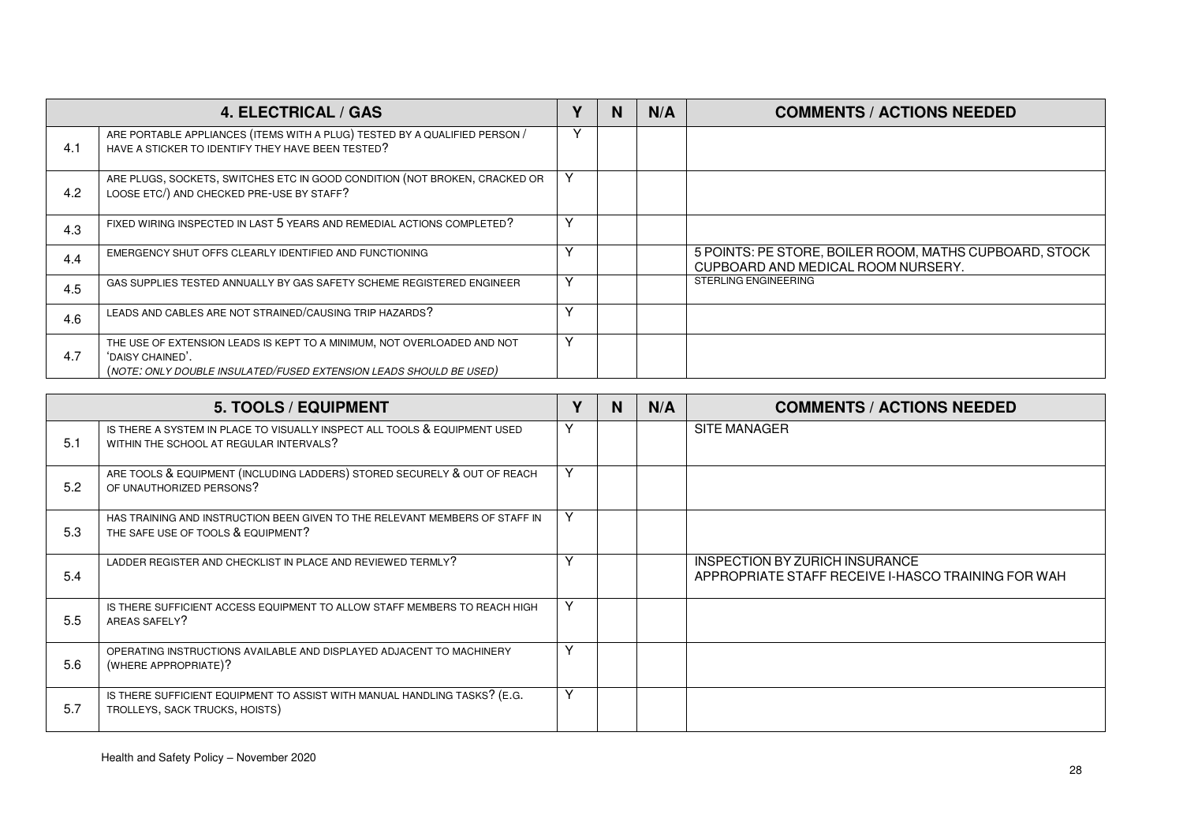| | 4. ELECTRICAL / GAS | Y | N | N/A | COMMENTS / ACTIONS NEEDED |
|---|---|---|---|---|---|
| 4.1 | ARE PORTABLE APPLIANCES (ITEMS WITH A PLUG) TESTED BY A QUALIFIED PERSON / HAVE A STICKER TO IDENTIFY THEY HAVE BEEN TESTED? | Y | | | |
| 4.2 | ARE PLUGS, SOCKETS, SWITCHES ETC IN GOOD CONDITION (NOT BROKEN, CRACKED OR LOOSE ETC/) AND CHECKED PRE-USE BY STAFF? | Y | | | |
| 4.3 | FIXED WIRING INSPECTED IN LAST 5 YEARS AND REMEDIAL ACTIONS COMPLETED? | Y | | | |
| 4.4 | EMERGENCY SHUT OFFS CLEARLY IDENTIFIED AND FUNCTIONING | Y | | | 5 POINTS: PE STORE, BOILER ROOM, MATHS CUPBOARD, STOCK CUPBOARD AND MEDICAL ROOM NURSERY. |
| 4.5 | GAS SUPPLIES TESTED ANNUALLY BY GAS SAFETY SCHEME REGISTERED ENGINEER | Y | | | STERLING ENGINEERING |
| 4.6 | LEADS AND CABLES ARE NOT STRAINED/CAUSING TRIP HAZARDS? | Y | | | |
| 4.7 | THE USE OF EXTENSION LEADS IS KEPT TO A MINIMUM, NOT OVERLOADED AND NOT 'DAISY CHAINED'. (*NOTE: ONLY DOUBLE INSULATED/FUSED EXTENSION LEADS SHOULD BE USED*) | Y | | | |

| | 5. TOOLS / EQUIPMENT | Y | N | N/A | COMMENTS / ACTIONS NEEDED |
|---|---|---|---|---|---|
| 5.1 | IS THERE A SYSTEM IN PLACE TO VISUALLY INSPECT ALL TOOLS & EQUIPMENT USED WITHIN THE SCHOOL AT REGULAR INTERVALS? | Y | | | SITE MANAGER |
| 5.2 | ARE TOOLS & EQUIPMENT (INCLUDING LADDERS) STORED SECURELY & OUT OF REACH OF UNAUTHORIZED PERSONS? | Y | | | |
| 5.3 | HAS TRAINING AND INSTRUCTION BEEN GIVEN TO THE RELEVANT MEMBERS OF STAFF IN THE SAFE USE OF TOOLS & EQUIPMENT? | Y | | | |
| 5.4 | LADDER REGISTER AND CHECKLIST IN PLACE AND REVIEWED TERMLY? | Y | | | INSPECTION BY ZURICH INSURANCE<br>APPROPRIATE STAFF RECEIVE I-HASCO TRAINING FOR WAH |
| 5.5 | IS THERE SUFFICIENT ACCESS EQUIPMENT TO ALLOW STAFF MEMBERS TO REACH HIGH AREAS SAFELY? | Y | | | |
| 5.6 | OPERATING INSTRUCTIONS AVAILABLE AND DISPLAYED ADJACENT TO MACHINERY (WHERE APPROPRIATE)? | Y | | | |
| 5.7 | IS THERE SUFFICIENT EQUIPMENT TO ASSIST WITH MANUAL HANDLING TASKS? (E.G. TROLLEYS, SACK TRUCKS, HOISTS) | Y | | | |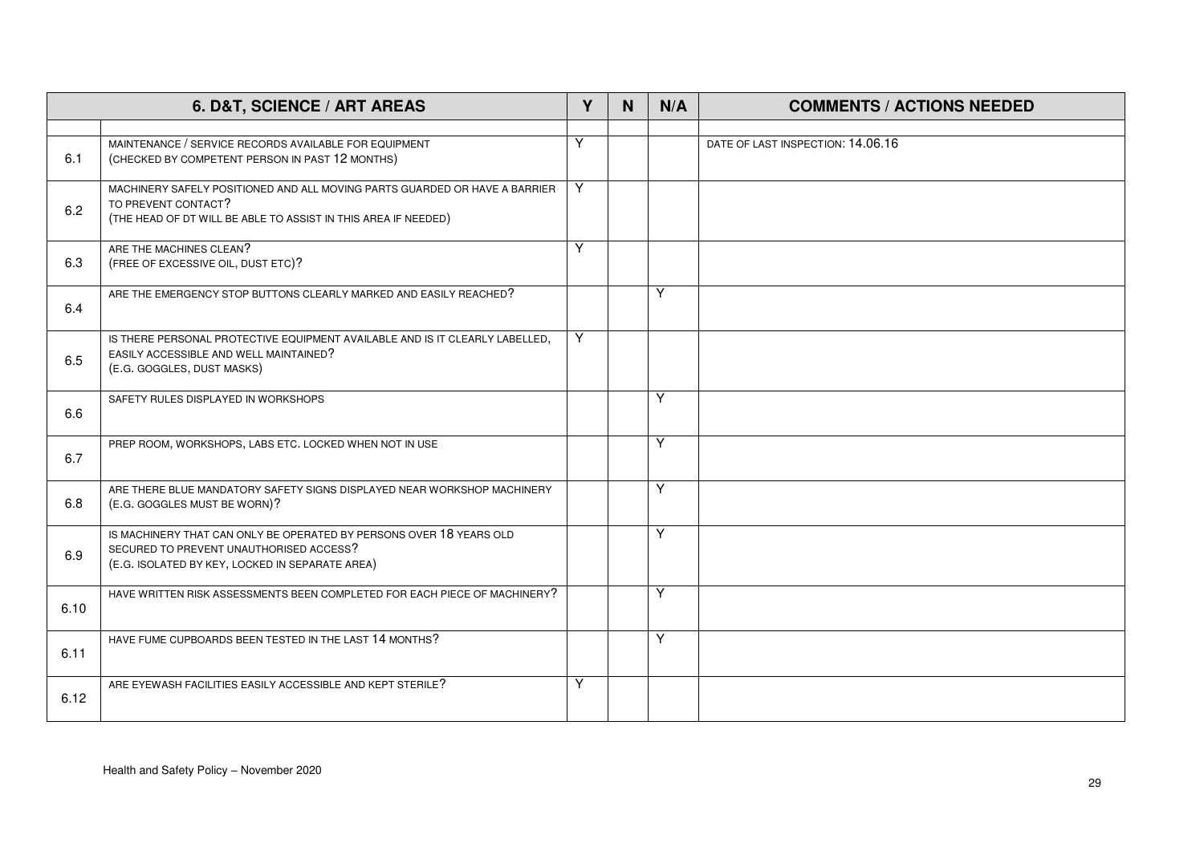| 6. D&T, SCIENCE / ART AREAS | | Y | N | N/A | COMMENTS / ACTIONS NEEDED |
|---|---|---|---|---|---|
| | | | | | |
| 6.1 | MAINTENANCE / SERVICE RECORDS AVAILABLE FOR EQUIPMENT (CHECKED BY COMPETENT PERSON IN PAST 12 MONTHS) | Y | | | DATE OF LAST INSPECTION: 14.06.16 |
| 6.2 | MACHINERY SAFELY POSITIONED AND ALL MOVING PARTS GUARDED OR HAVE A BARRIER TO PREVENT CONTACT? (THE HEAD OF DT WILL BE ABLE TO ASSIST IN THIS AREA IF NEEDED) | Y | | | |
| 6.3 | ARE THE MACHINES CLEAN? (FREE OF EXCESSIVE OIL, DUST ETC)? | Y | | | |
| 6.4 | ARE THE EMERGENCY STOP BUTTONS CLEARLY MARKED AND EASILY REACHED? | | | Y | |
| 6.5 | IS THERE PERSONAL PROTECTIVE EQUIPMENT AVAILABLE AND IS IT CLEARLY LABELLED, EASILY ACCESSIBLE AND WELL MAINTAINED? (E.G. GOGGLES, DUST MASKS) | Y | | | |
| 6.6 | SAFETY RULES DISPLAYED IN WORKSHOPS | | | Y | |
| 6.7 | PREP ROOM, WORKSHOPS, LABS ETC. LOCKED WHEN NOT IN USE | | | Y | |
| 6.8 | ARE THERE BLUE MANDATORY SAFETY SIGNS DISPLAYED NEAR WORKSHOP MACHINERY (E.G. GOGGLES MUST BE WORN)? | | | Y | |
| 6.9 | IS MACHINERY THAT CAN ONLY BE OPERATED BY PERSONS OVER 18 YEARS OLD SECURED TO PREVENT UNAUTHORISED ACCESS? (E.G. ISOLATED BY KEY, LOCKED IN SEPARATE AREA) | | | Y | |
| 6.10 | HAVE WRITTEN RISK ASSESSMENTS BEEN COMPLETED FOR EACH PIECE OF MACHINERY? | | | Y | |
| 6.11 | HAVE FUME CUPBOARDS BEEN TESTED IN THE LAST 14 MONTHS? | | | Y | |
| 6.12 | ARE EYEWASH FACILITIES EASILY ACCESSIBLE AND KEPT STERILE? | Y | | | |

Health and Safety Policy – November 2020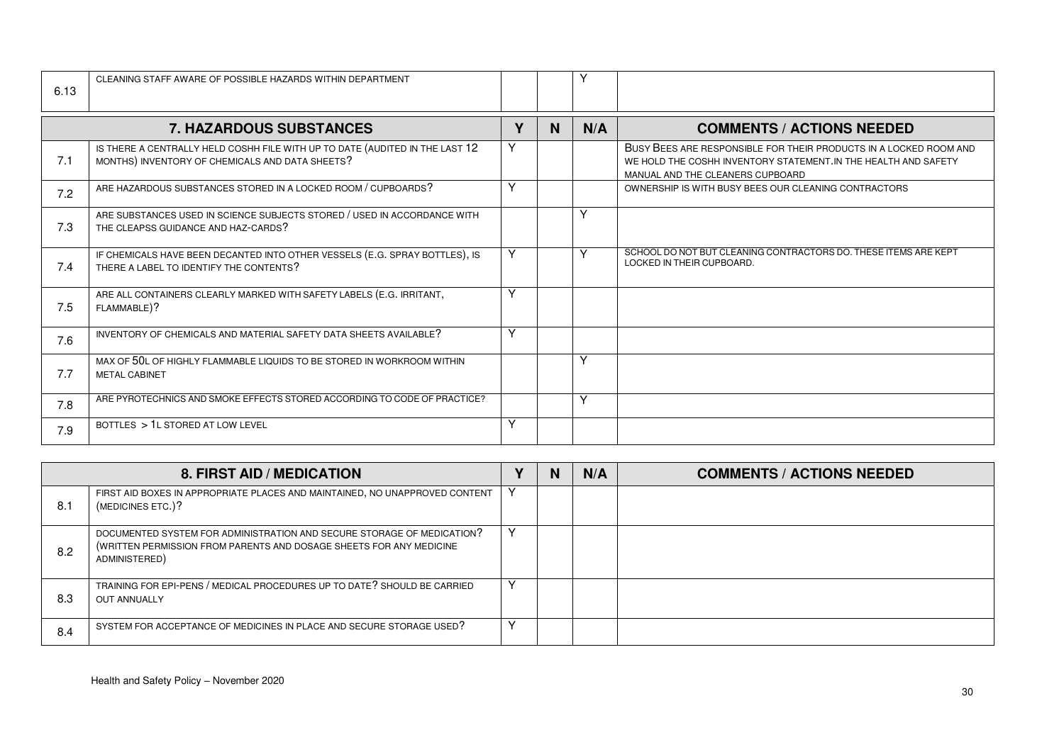| 6.13 | CLEANING STAFF AWARE OF POSSIBLE HAZARDS WITHIN DEPARTMENT | | | Y | |
|---|---|---|---|---|---|

| | **7. HAZARDOUS SUBSTANCES** | **Y** | **N** | **N/A** | **COMMENTS / ACTIONS NEEDED** |
|---|---|---|---|---|---|
| 7.1 | IS THERE A CENTRALLY HELD COSHH FILE WITH UP TO DATE (AUDITED IN THE LAST 12 MONTHS) INVENTORY OF CHEMICALS AND DATA SHEETS? | Y | | | BUSY BEES ARE RESPONSIBLE FOR THEIR PRODUCTS IN A LOCKED ROOM AND WE HOLD THE COSHH INVENTORY STATEMENT.IN THE HEALTH AND SAFETY MANUAL AND THE CLEANERS CUPBOARD |
| 7.2 | ARE HAZARDOUS SUBSTANCES STORED IN A LOCKED ROOM / CUPBOARDS? | Y | | | OWNERSHIP IS WITH BUSY BEES OUR CLEANING CONTRACTORS |
| 7.3 | ARE SUBSTANCES USED IN SCIENCE SUBJECTS STORED / USED IN ACCORDANCE WITH THE CLEAPSS GUIDANCE AND HAZ-CARDS? | | | Y | |
| 7.4 | IF CHEMICALS HAVE BEEN DECANTED INTO OTHER VESSELS (E.G. SPRAY BOTTLES), IS THERE A LABEL TO IDENTIFY THE CONTENTS? | Y | | Y | SCHOOL DO NOT BUT CLEANING CONTRACTORS DO. THESE ITEMS ARE KEPT LOCKED IN THEIR CUPBOARD. |
| 7.5 | ARE ALL CONTAINERS CLEARLY MARKED WITH SAFETY LABELS (E.G. IRRITANT, FLAMMABLE)? | Y | | | |
| 7.6 | INVENTORY OF CHEMICALS AND MATERIAL SAFETY DATA SHEETS AVAILABLE? | Y | | | |
| 7.7 | MAX OF 50L OF HIGHLY FLAMMABLE LIQUIDS TO BE STORED IN WORKROOM WITHIN METAL CABINET | | | Y | |
| 7.8 | ARE PYROTECHNICS AND SMOKE EFFECTS STORED ACCORDING TO CODE OF PRACTICE? | | | Y | |
| 7.9 | BOTTLES > 1L STORED AT LOW LEVEL | Y | | | |

| | **8. FIRST AID / MEDICATION** | **Y** | **N** | **N/A** | **COMMENTS / ACTIONS NEEDED** |
|---|---|---|---|---|---|
| 8.1 | FIRST AID BOXES IN APPROPRIATE PLACES AND MAINTAINED, NO UNAPPROVED CONTENT (MEDICINES ETC.)? | Y | | | |
| 8.2 | DOCUMENTED SYSTEM FOR ADMINISTRATION AND SECURE STORAGE OF MEDICATION? (WRITTEN PERMISSION FROM PARENTS AND DOSAGE SHEETS FOR ANY MEDICINE ADMINISTERED) | Y | | | |
| 8.3 | TRAINING FOR EPI-PENS / MEDICAL PROCEDURES UP TO DATE? SHOULD BE CARRIED OUT ANNUALLY | Y | | | |
| 8.4 | SYSTEM FOR ACCEPTANCE OF MEDICINES IN PLACE AND SECURE STORAGE USED? | Y | | | |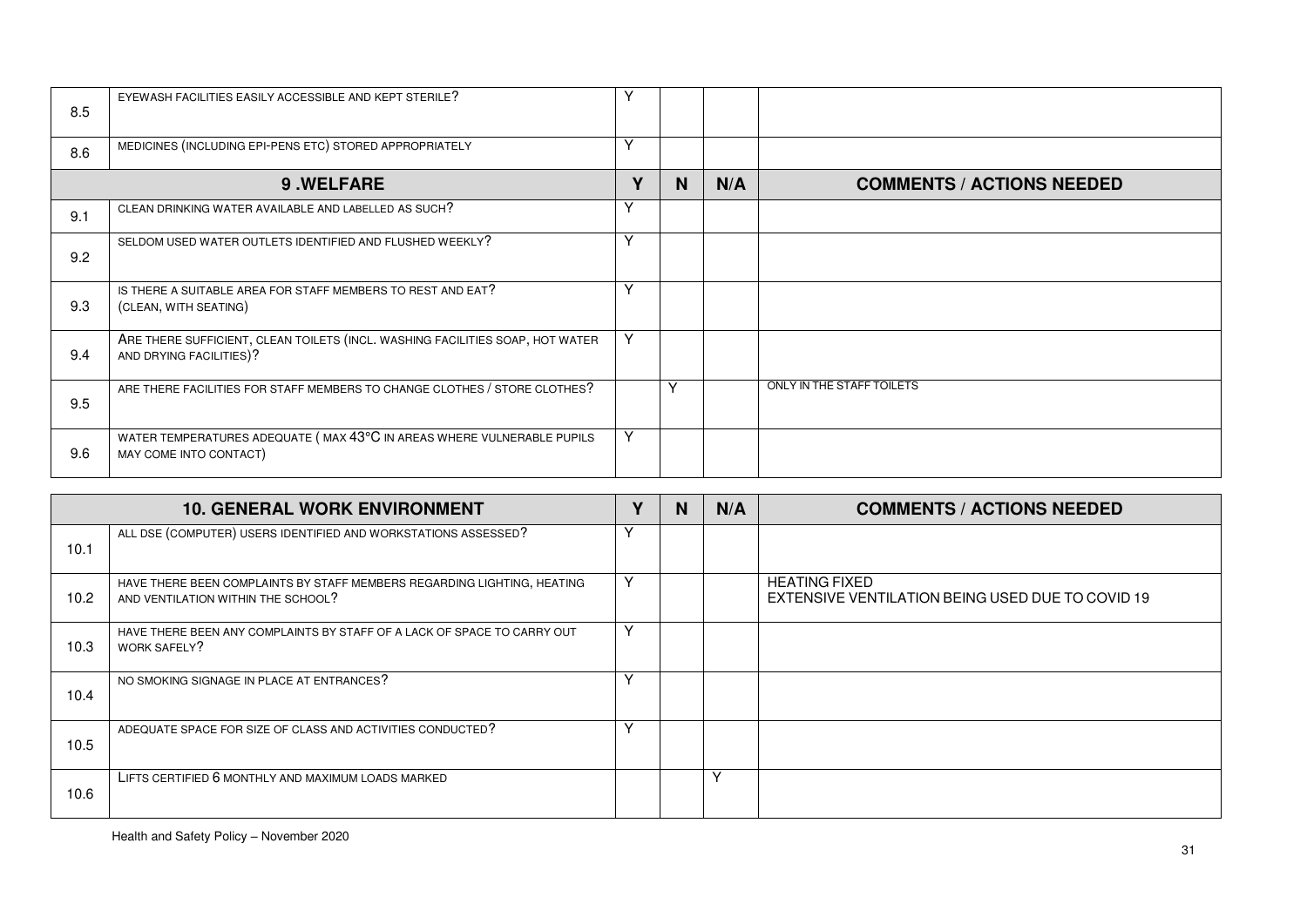| 8.5 | EYEWASH FACILITIES EASILY ACCESSIBLE AND KEPT STERILE? | Y | | | |
|---|---|---|---|---|---|
| 8.6 | MEDICINES (INCLUDING EPI-PENS ETC) STORED APPROPRIATELY | Y | | | |

| | 9 .WELFARE | Y | N | N/A | COMMENTS / ACTIONS NEEDED |
|---|---|---|---|---|---|
| 9.1 | CLEAN DRINKING WATER AVAILABLE AND LABELLED AS SUCH? | Y | | | |
| 9.2 | SELDOM USED WATER OUTLETS IDENTIFIED AND FLUSHED WEEKLY? | Y | | | |
| 9.3 | IS THERE A SUITABLE AREA FOR STAFF MEMBERS TO REST AND EAT? (CLEAN, WITH SEATING) | Y | | | |
| 9.4 | ARE THERE SUFFICIENT, CLEAN TOILETS (INCL. WASHING FACILITIES SOAP, HOT WATER AND DRYING FACILITIES)? | Y | | | |
| 9.5 | ARE THERE FACILITIES FOR STAFF MEMBERS TO CHANGE CLOTHES / STORE CLOTHES? | | Y | | ONLY IN THE STAFF TOILETS |
| 9.6 | WATER TEMPERATURES ADEQUATE ( MAX 43°C IN AREAS WHERE VULNERABLE PUPILS MAY COME INTO CONTACT) | Y | | | |

| | 10. GENERAL WORK ENVIRONMENT | Y | N | N/A | COMMENTS / ACTIONS NEEDED |
|---|---|---|---|---|---|
| 10.1 | ALL DSE (COMPUTER) USERS IDENTIFIED AND WORKSTATIONS ASSESSED? | Y | | | |
| 10.2 | HAVE THERE BEEN COMPLAINTS BY STAFF MEMBERS REGARDING LIGHTING, HEATING AND VENTILATION WITHIN THE SCHOOL? | Y | | | HEATING FIXED<br>EXTENSIVE VENTILATION BEING USED DUE TO COVID 19 |
| 10.3 | HAVE THERE BEEN ANY COMPLAINTS BY STAFF OF A LACK OF SPACE TO CARRY OUT WORK SAFELY? | Y | | | |
| 10.4 | NO SMOKING SIGNAGE IN PLACE AT ENTRANCES? | Y | | | |
| 10.5 | ADEQUATE SPACE FOR SIZE OF CLASS AND ACTIVITIES CONDUCTED? | Y | | | |
| 10.6 | LIFTS CERTIFIED 6 MONTHLY AND MAXIMUM LOADS MARKED | | | Y | |

Health and Safety Policy – November 2020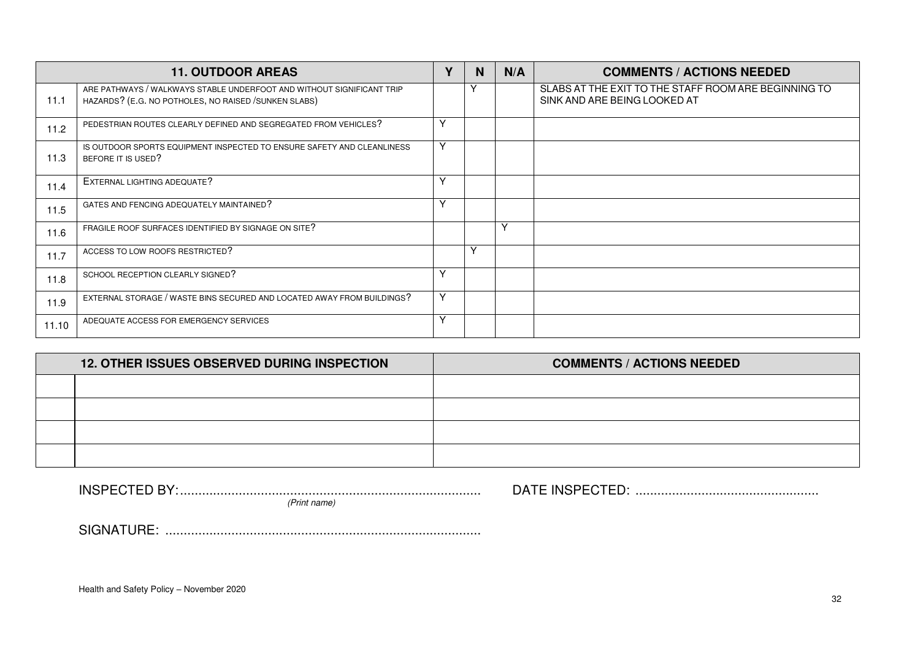| 11. OUTDOOR AREAS | | Y | N | N/A | COMMENTS / ACTIONS NEEDED |
|---|---|---|---|---|---|
| 11.1 | ARE PATHWAYS / WALKWAYS STABLE UNDERFOOT AND WITHOUT SIGNIFICANT TRIP HAZARDS? (E.G. NO POTHOLES, NO RAISED /SUNKEN SLABS) | | Y | | SLABS AT THE EXIT TO THE STAFF ROOM ARE BEGINNING TO SINK AND ARE BEING LOOKED AT |
| 11.2 | PEDESTRIAN ROUTES CLEARLY DEFINED AND SEGREGATED FROM VEHICLES? | Y | | | |
| 11.3 | IS OUTDOOR SPORTS EQUIPMENT INSPECTED TO ENSURE SAFETY AND CLEANLINESS BEFORE IT IS USED? | Y | | | |
| 11.4 | EXTERNAL LIGHTING ADEQUATE? | Y | | | |
| 11.5 | GATES AND FENCING ADEQUATELY MAINTAINED? | Y | | | |
| 11.6 | FRAGILE ROOF SURFACES IDENTIFIED BY SIGNAGE ON SITE? | | | Y | |
| 11.7 | ACCESS TO LOW ROOFS RESTRICTED? | | Y | | |
| 11.8 | SCHOOL RECEPTION CLEARLY SIGNED? | Y | | | |
| 11.9 | EXTERNAL STORAGE / WASTE BINS SECURED AND LOCATED AWAY FROM BUILDINGS? | Y | | | |
| 11.10 | ADEQUATE ACCESS FOR EMERGENCY SERVICES | Y | | | |

| 12. OTHER ISSUES OBSERVED DURING INSPECTION | | COMMENTS / ACTIONS NEEDED |
|---|---|---|
| | | |
| | | |
| | | |
| | | |

INSPECTED BY:................................................................................ DATE INSPECTED: .................................................
*(Print name)*

SIGNATURE: .....................................................................................

Health and Safety Policy – November 2020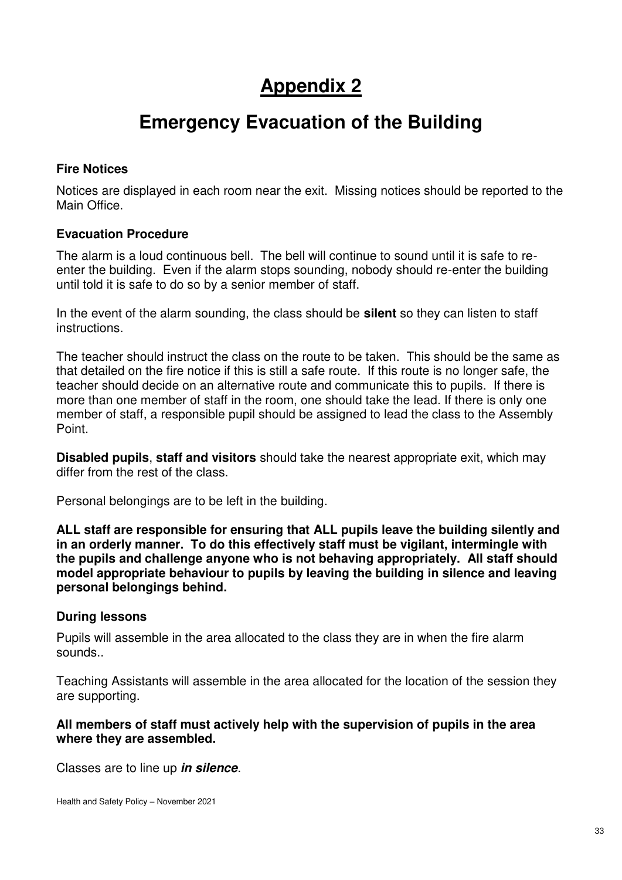# Appendix 2

# Emergency Evacuation of the Building

### Fire Notices

Notices are displayed in each room near the exit. Missing notices should be reported to the Main Office.

### Evacuation Procedure

The alarm is a loud continuous bell. The bell will continue to sound until it is safe to re-enter the building. Even if the alarm stops sounding, nobody should re-enter the building until told it is safe to do so by a senior member of staff.

In the event of the alarm sounding, the class should be **silent** so they can listen to staff instructions.

The teacher should instruct the class on the route to be taken. This should be the same as that detailed on the fire notice if this is still a safe route. If this route is no longer safe, the teacher should decide on an alternative route and communicate this to pupils. If there is more than one member of staff in the room, one should take the lead. If there is only one member of staff, a responsible pupil should be assigned to lead the class to the Assembly Point.

**Disabled pupils**, **staff and visitors** should take the nearest appropriate exit, which may differ from the rest of the class.

Personal belongings are to be left in the building.

**ALL staff are responsible for ensuring that ALL pupils leave the building silently and in an orderly manner. To do this effectively staff must be vigilant, intermingle with the pupils and challenge anyone who is not behaving appropriately. All staff should model appropriate behaviour to pupils by leaving the building in silence and leaving personal belongings behind.**

### During lessons

Pupils will assemble in the area allocated to the class they are in when the fire alarm sounds..

Teaching Assistants will assemble in the area allocated for the location of the session they are supporting.

**All members of staff must actively help with the supervision of pupils in the area where they are assembled.**

Classes are to line up ***in silence***.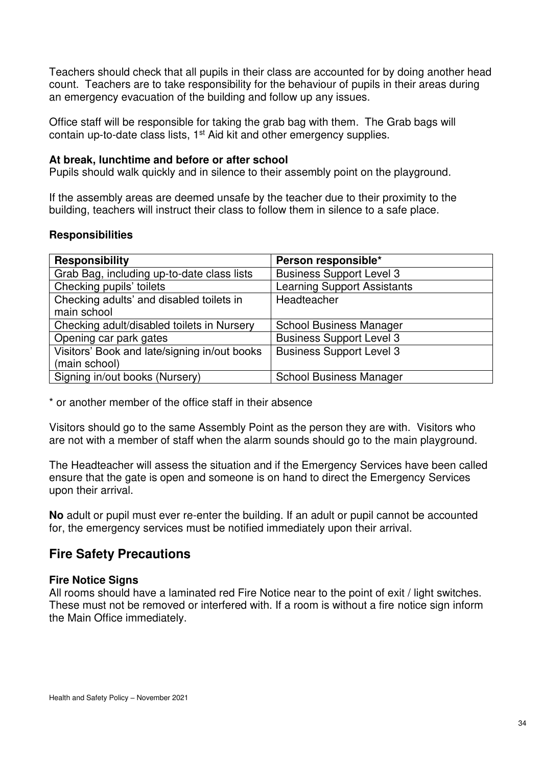Teachers should check that all pupils in their class are accounted for by doing another head count. Teachers are to take responsibility for the behaviour of pupils in their areas during an emergency evacuation of the building and follow up any issues.

Office staff will be responsible for taking the grab bag with them. The Grab bags will contain up-to-date class lists, 1st Aid kit and other emergency supplies.

**At break, lunchtime and before or after school**

Pupils should walk quickly and in silence to their assembly point on the playground.

If the assembly areas are deemed unsafe by the teacher due to their proximity to the building, teachers will instruct their class to follow them in silence to a safe place.

**Responsibilities**

| Responsibility | Person responsible* |
|---|---|
| Grab Bag, including up-to-date class lists | Business Support Level 3 |
| Checking pupils' toilets | Learning Support Assistants |
| Checking adults' and disabled toilets in main school | Headteacher |
| Checking adult/disabled toilets in Nursery | School Business Manager |
| Opening car park gates | Business Support Level 3 |
| Visitors' Book and late/signing in/out books (main school) | Business Support Level 3 |
| Signing in/out books (Nursery) | School Business Manager |

* or another member of the office staff in their absence

Visitors should go to the same Assembly Point as the person they are with. Visitors who are not with a member of staff when the alarm sounds should go to the main playground.

The Headteacher will assess the situation and if the Emergency Services have been called ensure that the gate is open and someone is on hand to direct the Emergency Services upon their arrival.

**No** adult or pupil must ever re-enter the building. If an adult or pupil cannot be accounted for, the emergency services must be notified immediately upon their arrival.

## Fire Safety Precautions

**Fire Notice Signs**

All rooms should have a laminated red Fire Notice near to the point of exit / light switches. These must not be removed or interfered with. If a room is without a fire notice sign inform the Main Office immediately.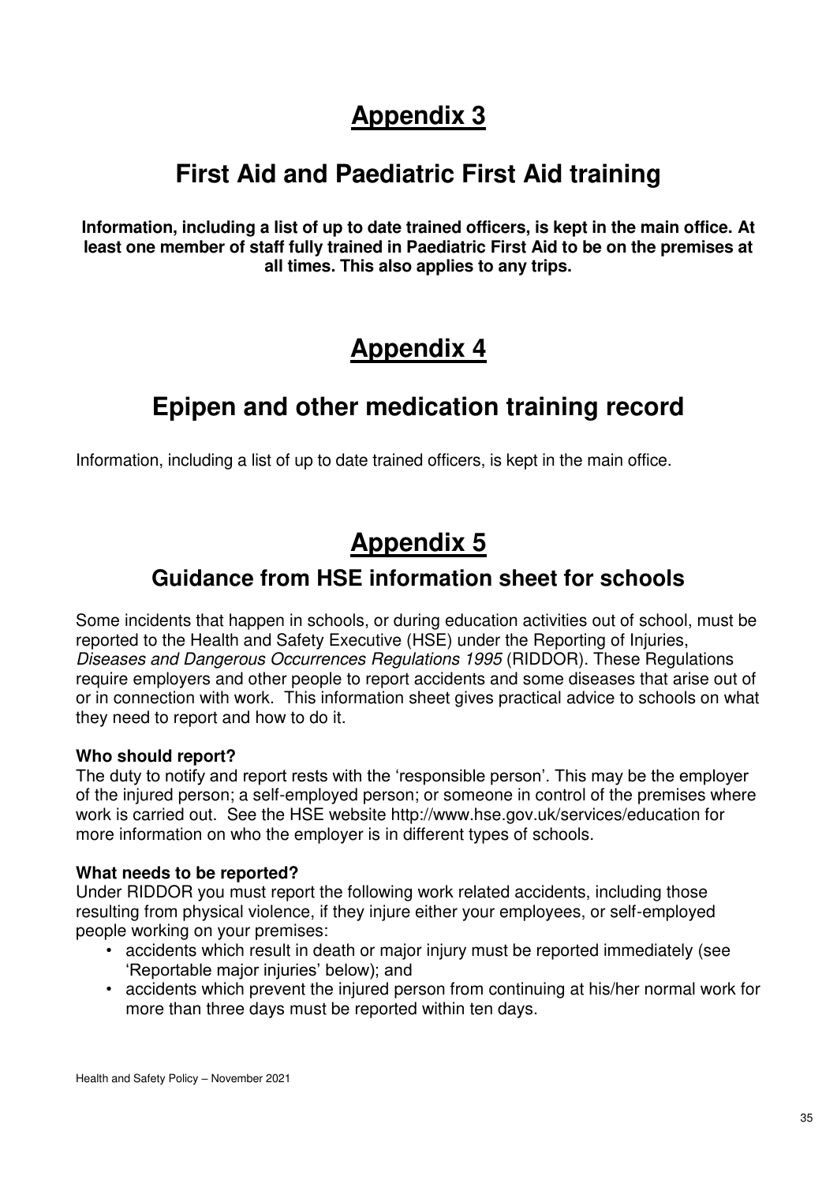# Appendix 3

## First Aid and Paediatric First Aid training

**Information, including a list of up to date trained officers, is kept in the main office. At least one member of staff fully trained in Paediatric First Aid to be on the premises at all times. This also applies to any trips.**

# Appendix 4

## Epipen and other medication training record

Information, including a list of up to date trained officers, is kept in the main office.

# Appendix 5

## Guidance from HSE information sheet for schools

Some incidents that happen in schools, or during education activities out of school, must be reported to the Health and Safety Executive (HSE) under the Reporting of Injuries, *Diseases and Dangerous Occurrences Regulations 1995* (RIDDOR). These Regulations require employers and other people to report accidents and some diseases that arise out of or in connection with work. This information sheet gives practical advice to schools on what they need to report and how to do it.

**Who should report?**
The duty to notify and report rests with the 'responsible person'. This may be the employer of the injured person; a self-employed person; or someone in control of the premises where work is carried out. See the HSE website http://www.hse.gov.uk/services/education for more information on who the employer is in different types of schools.

**What needs to be reported?**
Under RIDDOR you must report the following work related accidents, including those resulting from physical violence, if they injure either your employees, or self-employed people working on your premises:

- accidents which result in death or major injury must be reported immediately (see 'Reportable major injuries' below); and
- accidents which prevent the injured person from continuing at his/her normal work for more than three days must be reported within ten days.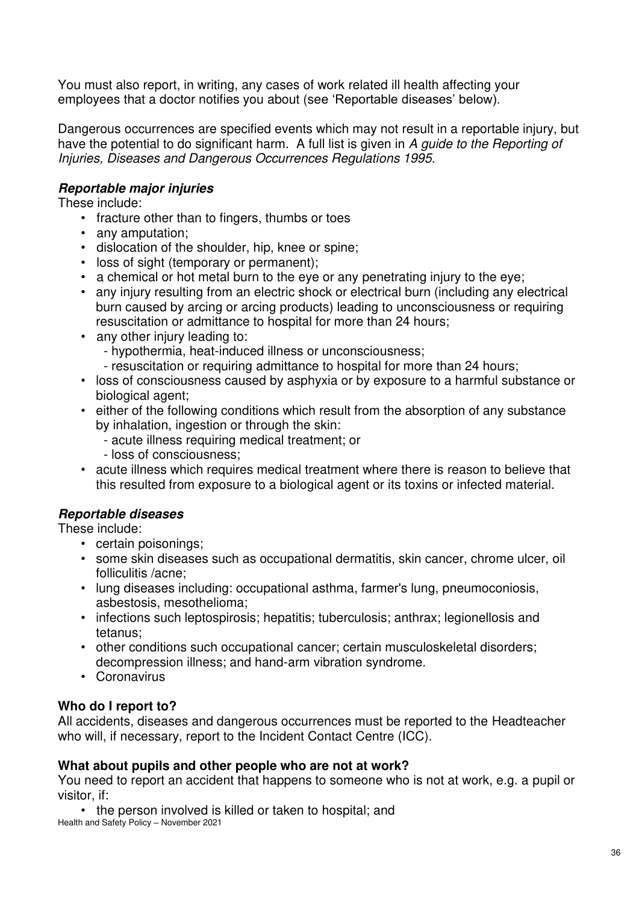You must also report, in writing, any cases of work related ill health affecting your employees that a doctor notifies you about (see 'Reportable diseases' below).

Dangerous occurrences are specified events which may not result in a reportable injury, but have the potential to do significant harm. A full list is given in *A guide to the Reporting of Injuries, Diseases and Dangerous Occurrences Regulations 1995*.

***Reportable major injuries***

These include:

- fracture other than to fingers, thumbs or toes
- any amputation;
- dislocation of the shoulder, hip, knee or spine;
- loss of sight (temporary or permanent);
- a chemical or hot metal burn to the eye or any penetrating injury to the eye;
- any injury resulting from an electric shock or electrical burn (including any electrical burn caused by arcing or arcing products) leading to unconsciousness or requiring resuscitation or admittance to hospital for more than 24 hours;
- any other injury leading to:
  - hypothermia, heat-induced illness or unconsciousness;
  - resuscitation or requiring admittance to hospital for more than 24 hours;
- loss of consciousness caused by asphyxia or by exposure to a harmful substance or biological agent;
- either of the following conditions which result from the absorption of any substance by inhalation, ingestion or through the skin:
  - acute illness requiring medical treatment; or
  - loss of consciousness;
- acute illness which requires medical treatment where there is reason to believe that this resulted from exposure to a biological agent or its toxins or infected material.

***Reportable diseases***

These include:

- certain poisonings;
- some skin diseases such as occupational dermatitis, skin cancer, chrome ulcer, oil folliculitis /acne;
- lung diseases including: occupational asthma, farmer's lung, pneumoconiosis, asbestosis, mesothelioma;
- infections such leptospirosis; hepatitis; tuberculosis; anthrax; legionellosis and tetanus;
- other conditions such occupational cancer; certain musculoskeletal disorders; decompression illness; and hand-arm vibration syndrome.
- Coronavirus

**Who do I report to?**

All accidents, diseases and dangerous occurrences must be reported to the Headteacher who will, if necessary, report to the Incident Contact Centre (ICC).

**What about pupils and other people who are not at work?**

You need to report an accident that happens to someone who is not at work, e.g. a pupil or visitor, if:

- the person involved is killed or taken to hospital; and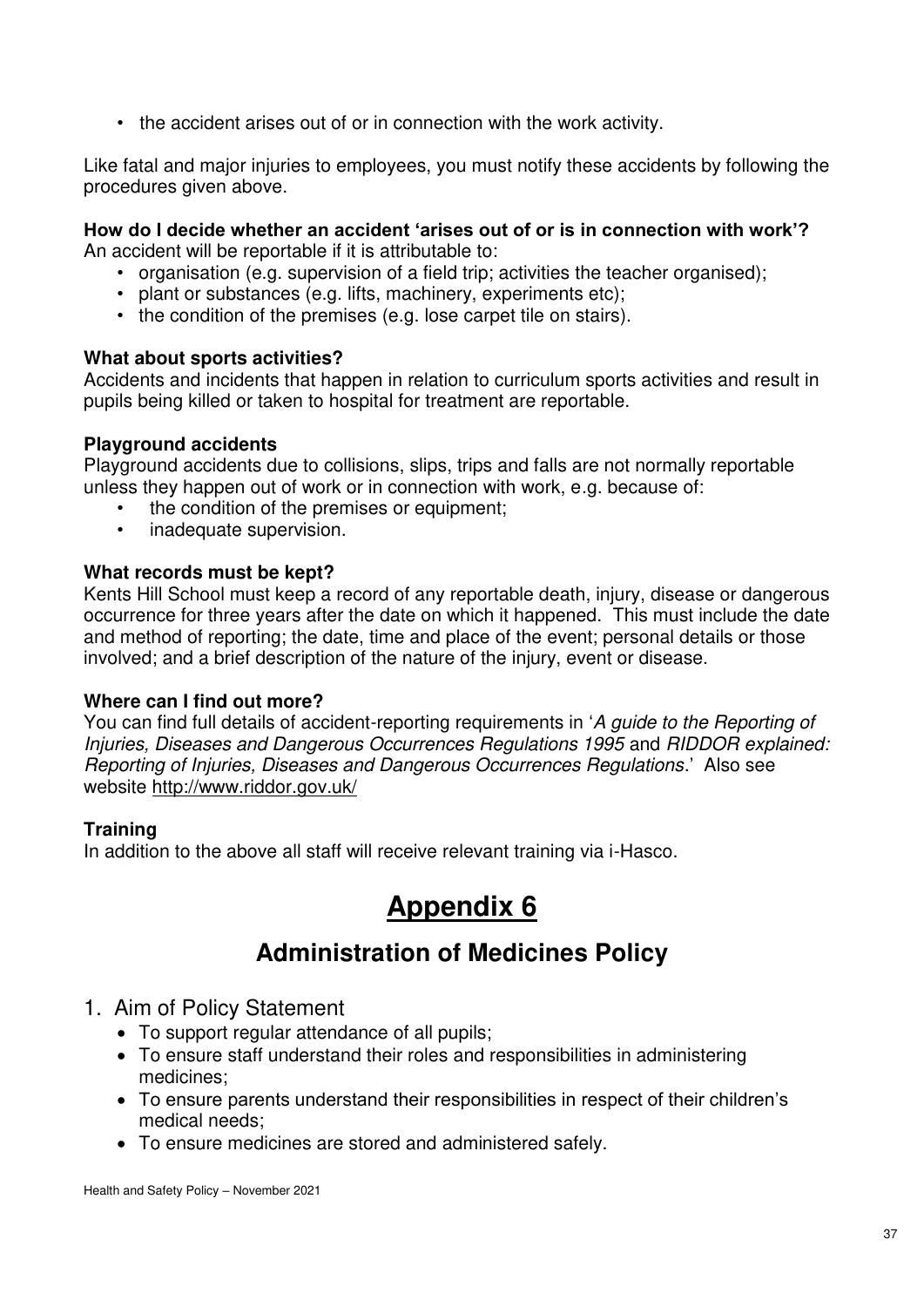- the accident arises out of or in connection with the work activity.

Like fatal and major injuries to employees, you must notify these accidents by following the procedures given above.

**How do I decide whether an accident 'arises out of or is in connection with work'?**
An accident will be reportable if it is attributable to:

- organisation (e.g. supervision of a field trip; activities the teacher organised);
- plant or substances (e.g. lifts, machinery, experiments etc);
- the condition of the premises (e.g. lose carpet tile on stairs).

**What about sports activities?**
Accidents and incidents that happen in relation to curriculum sports activities and result in pupils being killed or taken to hospital for treatment are reportable.

**Playground accidents**
Playground accidents due to collisions, slips, trips and falls are not normally reportable unless they happen out of work or in connection with work, e.g. because of:

- the condition of the premises or equipment;
- inadequate supervision.

**What records must be kept?**
Kents Hill School must keep a record of any reportable death, injury, disease or dangerous occurrence for three years after the date on which it happened. This must include the date and method of reporting; the date, time and place of the event; personal details or those involved; and a brief description of the nature of the injury, event or disease.

**Where can I find out more?**
You can find full details of accident-reporting requirements in '*A guide to the Reporting of Injuries, Diseases and Dangerous Occurrences Regulations 1995* and *RIDDOR explained: Reporting of Injuries, Diseases and Dangerous Occurrences Regulations*.' Also see website http://www.riddor.gov.uk/

**Training**
In addition to the above all staff will receive relevant training via i-Hasco.

# Appendix 6

## Administration of Medicines Policy

1. Aim of Policy Statement
   - To support regular attendance of all pupils;
   - To ensure staff understand their roles and responsibilities in administering medicines;
   - To ensure parents understand their responsibilities in respect of their children's medical needs;
   - To ensure medicines are stored and administered safely.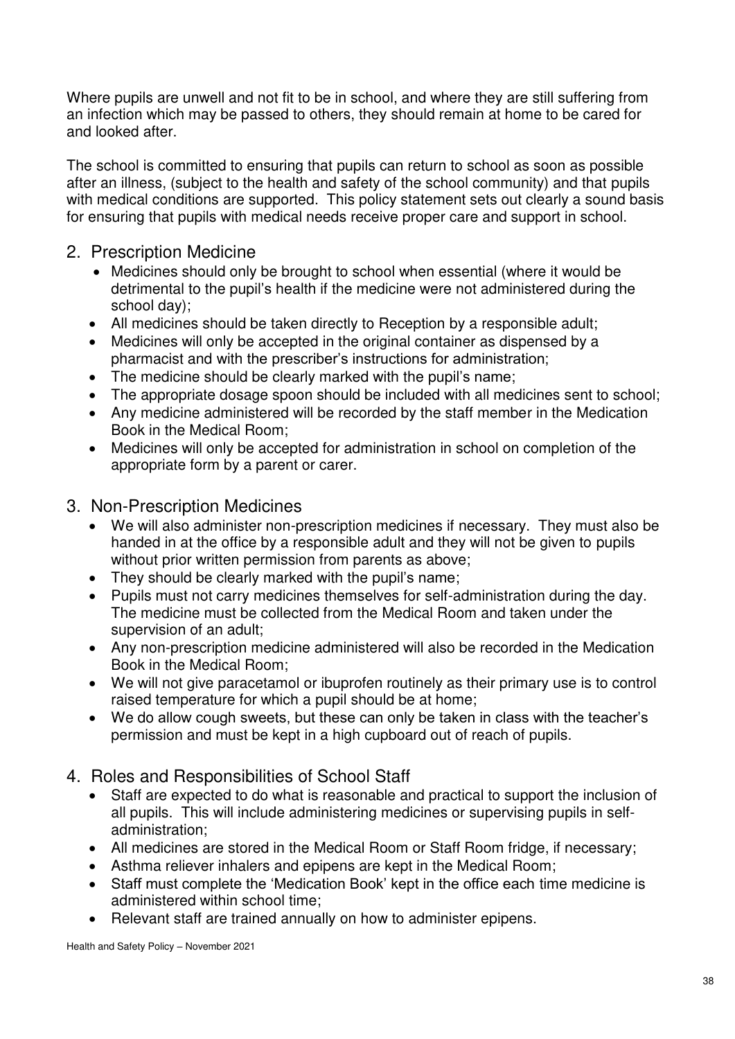Where pupils are unwell and not fit to be in school, and where they are still suffering from an infection which may be passed to others, they should remain at home to be cared for and looked after.

The school is committed to ensuring that pupils can return to school as soon as possible after an illness, (subject to the health and safety of the school community) and that pupils with medical conditions are supported. This policy statement sets out clearly a sound basis for ensuring that pupils with medical needs receive proper care and support in school.

## 2. Prescription Medicine

- Medicines should only be brought to school when essential (where it would be detrimental to the pupil's health if the medicine were not administered during the school day);
- All medicines should be taken directly to Reception by a responsible adult;
- Medicines will only be accepted in the original container as dispensed by a pharmacist and with the prescriber's instructions for administration;
- The medicine should be clearly marked with the pupil's name;
- The appropriate dosage spoon should be included with all medicines sent to school;
- Any medicine administered will be recorded by the staff member in the Medication Book in the Medical Room;
- Medicines will only be accepted for administration in school on completion of the appropriate form by a parent or carer.

## 3. Non-Prescription Medicines

- We will also administer non-prescription medicines if necessary. They must also be handed in at the office by a responsible adult and they will not be given to pupils without prior written permission from parents as above;
- They should be clearly marked with the pupil's name;
- Pupils must not carry medicines themselves for self-administration during the day. The medicine must be collected from the Medical Room and taken under the supervision of an adult;
- Any non-prescription medicine administered will also be recorded in the Medication Book in the Medical Room;
- We will not give paracetamol or ibuprofen routinely as their primary use is to control raised temperature for which a pupil should be at home;
- We do allow cough sweets, but these can only be taken in class with the teacher's permission and must be kept in a high cupboard out of reach of pupils.

## 4. Roles and Responsibilities of School Staff

- Staff are expected to do what is reasonable and practical to support the inclusion of all pupils. This will include administering medicines or supervising pupils in self-administration;
- All medicines are stored in the Medical Room or Staff Room fridge, if necessary;
- Asthma reliever inhalers and epipens are kept in the Medical Room;
- Staff must complete the 'Medication Book' kept in the office each time medicine is administered within school time;
- Relevant staff are trained annually on how to administer epipens.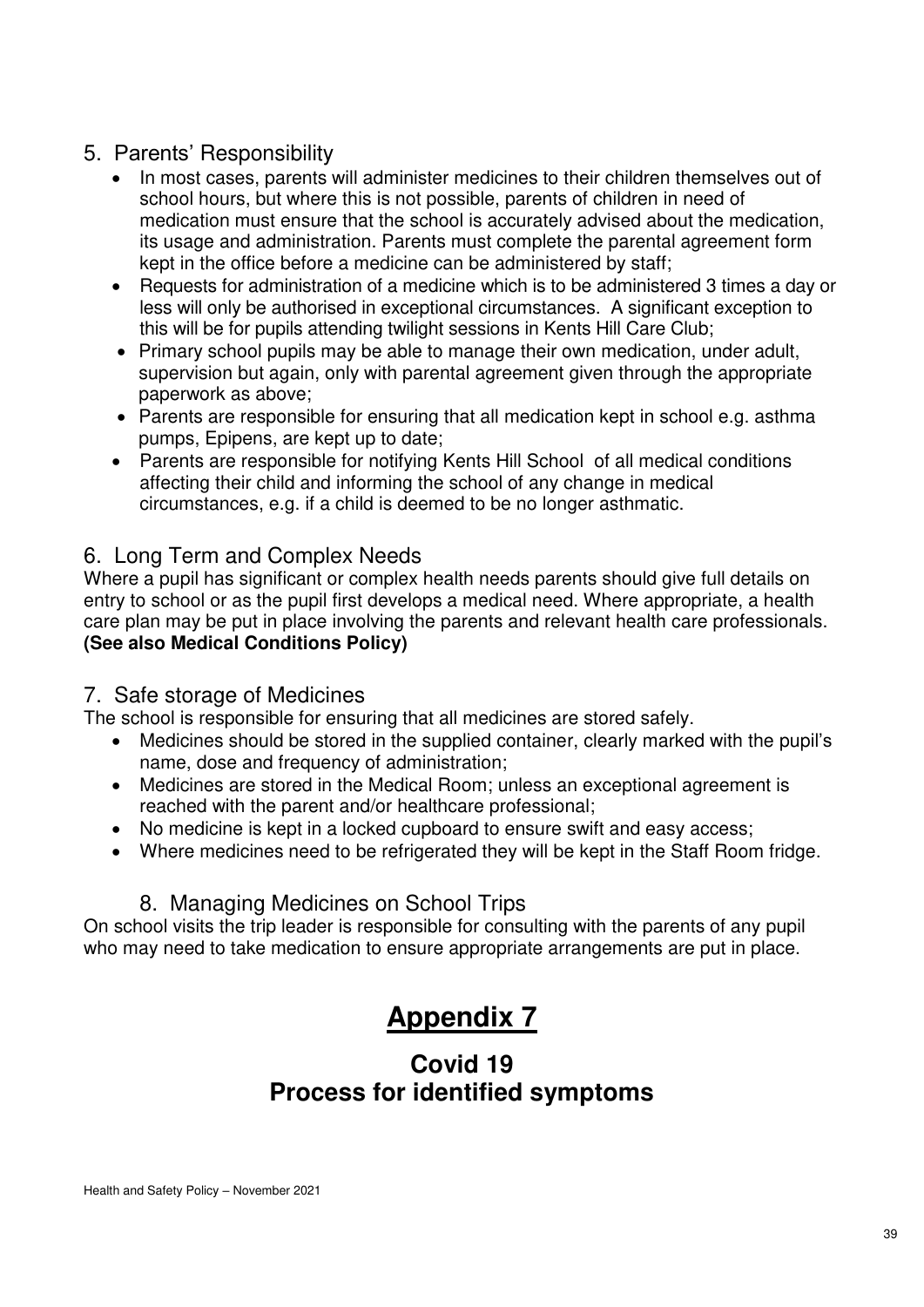## 5. Parents' Responsibility

- In most cases, parents will administer medicines to their children themselves out of school hours, but where this is not possible, parents of children in need of medication must ensure that the school is accurately advised about the medication, its usage and administration. Parents must complete the parental agreement form kept in the office before a medicine can be administered by staff;
- Requests for administration of a medicine which is to be administered 3 times a day or less will only be authorised in exceptional circumstances. A significant exception to this will be for pupils attending twilight sessions in Kents Hill Care Club;
- Primary school pupils may be able to manage their own medication, under adult, supervision but again, only with parental agreement given through the appropriate paperwork as above;
- Parents are responsible for ensuring that all medication kept in school e.g. asthma pumps, Epipens, are kept up to date;
- Parents are responsible for notifying Kents Hill School of all medical conditions affecting their child and informing the school of any change in medical circumstances, e.g. if a child is deemed to be no longer asthmatic.

## 6. Long Term and Complex Needs

Where a pupil has significant or complex health needs parents should give full details on entry to school or as the pupil first develops a medical need. Where appropriate, a health care plan may be put in place involving the parents and relevant health care professionals. **(See also Medical Conditions Policy)**

## 7. Safe storage of Medicines

The school is responsible for ensuring that all medicines are stored safely.

- Medicines should be stored in the supplied container, clearly marked with the pupil's name, dose and frequency of administration;
- Medicines are stored in the Medical Room; unless an exceptional agreement is reached with the parent and/or healthcare professional;
- No medicine is kept in a locked cupboard to ensure swift and easy access;
- Where medicines need to be refrigerated they will be kept in the Staff Room fridge.

## 8. Managing Medicines on School Trips

On school visits the trip leader is responsible for consulting with the parents of any pupil who may need to take medication to ensure appropriate arrangements are put in place.

# Appendix 7

## Covid 19
## Process for identified symptoms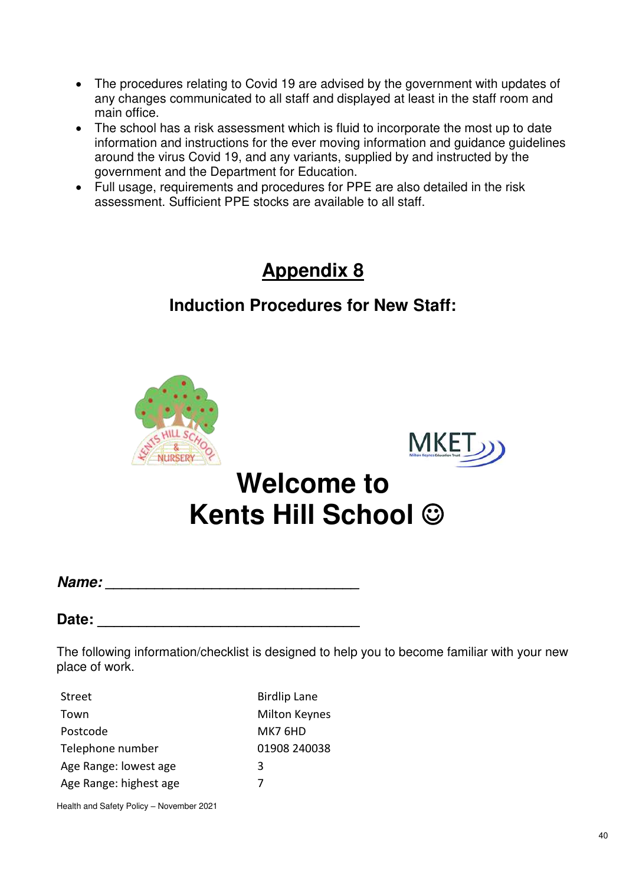- The procedures relating to Covid 19 are advised by the government with updates of any changes communicated to all staff and displayed at least in the staff room and main office.
- The school has a risk assessment which is fluid to incorporate the most up to date information and instructions for the ever moving information and guidance guidelines around the virus Covid 19, and any variants, supplied by and instructed by the government and the Department for Education.
- Full usage, requirements and procedures for PPE are also detailed in the risk assessment. Sufficient PPE stocks are available to all staff.

## Appendix 8

### Induction Procedures for New Staff:

# Welcome to Kents Hill School ☺

***Name:*** ______________________________

**Date:** ______________________________

The following information/checklist is designed to help you to become familiar with your new place of work.

| | |
|---|---|
| Street | Birdlip Lane |
| Town | Milton Keynes |
| Postcode | MK7 6HD |
| Telephone number | 01908 240038 |
| Age Range: lowest age | 3 |
| Age Range: highest age | 7 |

Health and Safety Policy – November 2021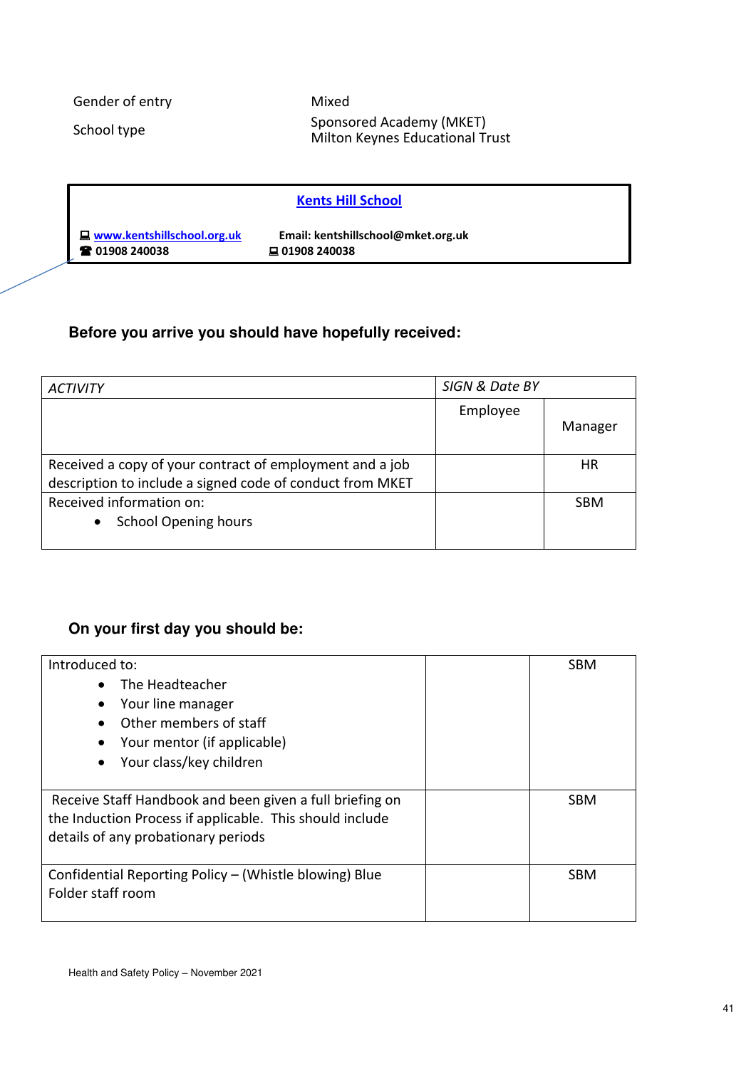| | |
|---|---|
| Gender of entry | Mixed |
| School type | Sponsored Academy (MKET)<br>Milton Keynes Educational Trust |

**Kents Hill School**

www.kentshillschool.org.uk — Email: kentshillschool@mket.org.uk

☎ 01908 240038 — 01908 240038

### Before you arrive you should have hopefully received:

| *ACTIVITY* | *SIGN & Date BY* | |
|---|---|---|
| | Employee | Manager |
| Received a copy of your contract of employment and a job description to include a signed code of conduct from MKET | | HR |
| Received information on:<br>• School Opening hours | | SBM |

### On your first day you should be:

| | | |
|---|---|---|
| Introduced to:<br>• The Headteacher<br>• Your line manager<br>• Other members of staff<br>• Your mentor (if applicable)<br>• Your class/key children | | SBM |
| Receive Staff Handbook and been given a full briefing on the Induction Process if applicable. This should include details of any probationary periods | | SBM |
| Confidential Reporting Policy – (Whistle blowing) Blue Folder staff room | | SBM |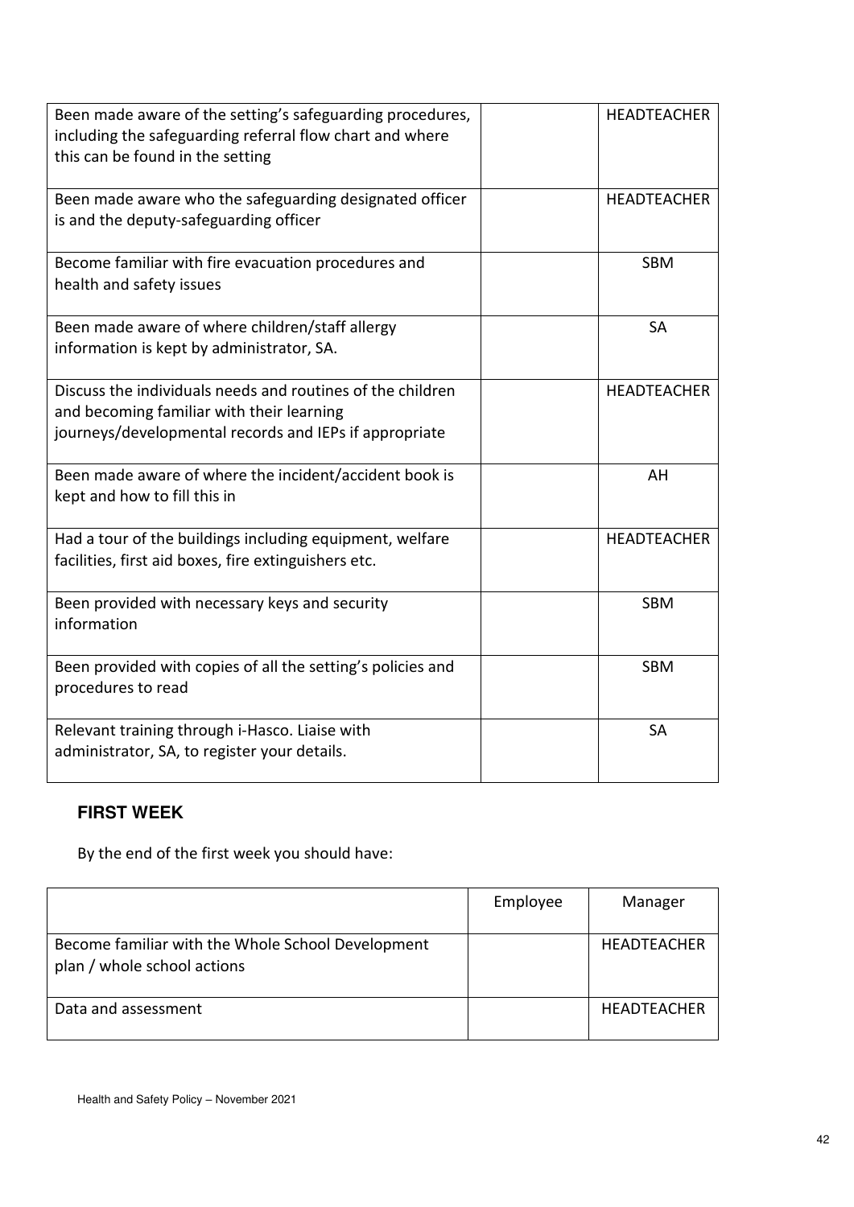| | | |
|---|---|---|
| Been made aware of the setting's safeguarding procedures, including the safeguarding referral flow chart and where this can be found in the setting | | HEADTEACHER |
| Been made aware who the safeguarding designated officer is and the deputy-safeguarding officer | | HEADTEACHER |
| Become familiar with fire evacuation procedures and health and safety issues | | SBM |
| Been made aware of where children/staff allergy information is kept by administrator, SA. | | SA |
| Discuss the individuals needs and routines of the children and becoming familiar with their learning journeys/developmental records and IEPs if appropriate | | HEADTEACHER |
| Been made aware of where the incident/accident book is kept and how to fill this in | | AH |
| Had a tour of the buildings including equipment, welfare facilities, first aid boxes, fire extinguishers etc. | | HEADTEACHER |
| Been provided with necessary keys and security information | | SBM |
| Been provided with copies of all the setting's policies and procedures to read | | SBM |
| Relevant training through i-Hasco. Liaise with administrator, SA, to register your details. | | SA |

### FIRST WEEK

By the end of the first week you should have:

| | Employee | Manager |
|---|---|---|
| Become familiar with the Whole School Development plan / whole school actions | | HEADTEACHER |
| Data and assessment | | HEADTEACHER |

Health and Safety Policy – November 2021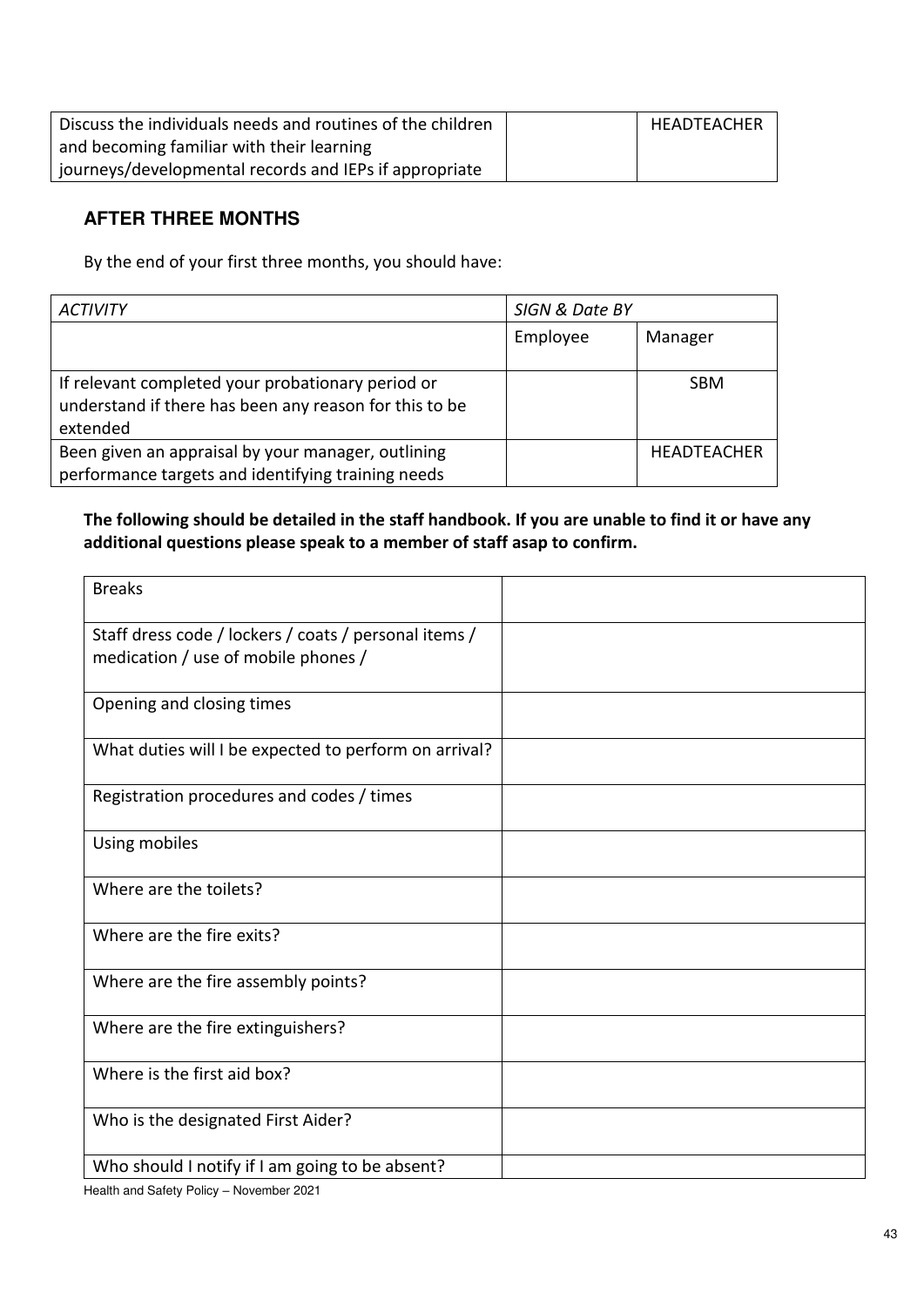| Discuss the individuals needs and routines of the children and becoming familiar with their learning journeys/developmental records and IEPs if appropriate | | HEADTEACHER |
|---|---|---|

## AFTER THREE MONTHS

By the end of your first three months, you should have:

| *ACTIVITY* | *SIGN & Date BY* | |
|---|---|---|
| | Employee | Manager |
| If relevant completed your probationary period or understand if there has been any reason for this to be extended | | SBM |
| Been given an appraisal by your manager, outlining performance targets and identifying training needs | | HEADTEACHER |

**The following should be detailed in the staff handbook. If you are unable to find it or have any additional questions please speak to a member of staff asap to confirm.**

| | |
|---|---|
| Breaks | |
| Staff dress code / lockers / coats / personal items / medication / use of mobile phones / | |
| Opening and closing times | |
| What duties will I be expected to perform on arrival? | |
| Registration procedures and codes / times | |
| Using mobiles | |
| Where are the toilets? | |
| Where are the fire exits? | |
| Where are the fire assembly points? | |
| Where are the fire extinguishers? | |
| Where is the first aid box? | |
| Who is the designated First Aider? | |
| Who should I notify if I am going to be absent? | |

Health and Safety Policy – November 2021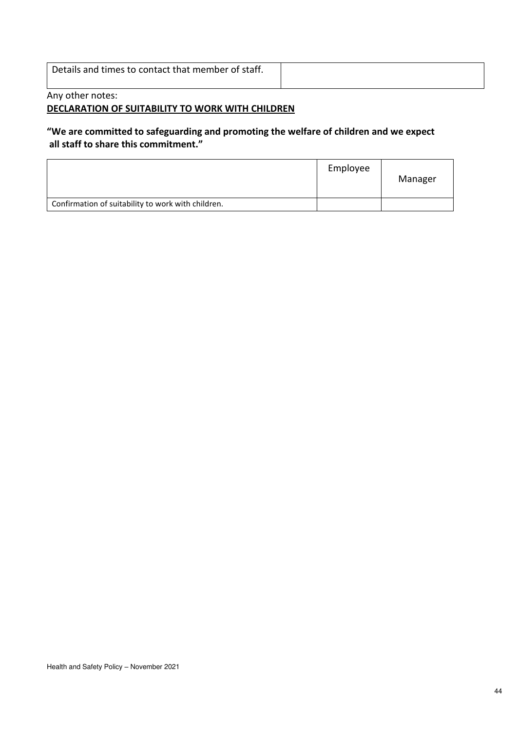| | |
|---|---|
| Details and times to contact that member of staff. | |

Any other notes:

**DECLARATION OF SUITABILITY TO WORK WITH CHILDREN**

**"We are committed to safeguarding and promoting the welfare of children and we expect all staff to share this commitment."**

| | Employee | Manager |
|---|---|---|
| Confirmation of suitability to work with children. | | |

Health and Safety Policy – November 2021